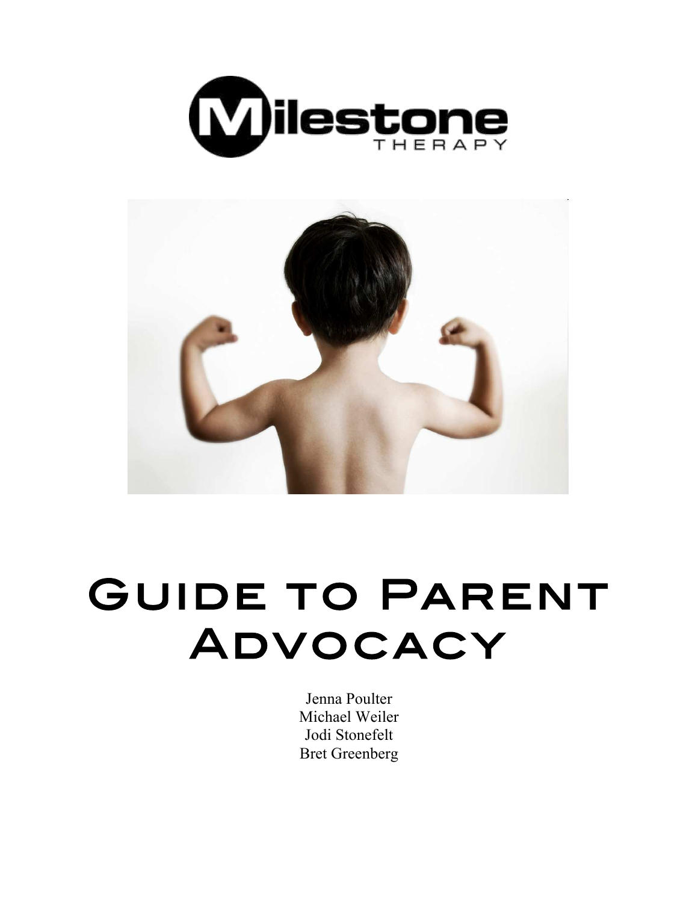Milestone THERAPY

# Guide to Parent Advocacy

Jenna Poulter
Michael Weiler
Jodi Stonefelt
Bret Greenberg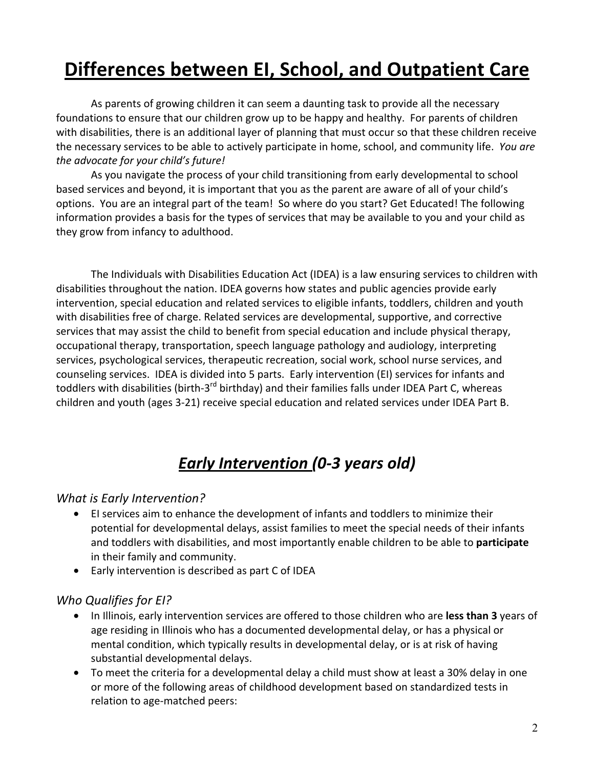# Differences between EI, School, and Outpatient Care

As parents of growing children it can seem a daunting task to provide all the necessary foundations to ensure that our children grow up to be happy and healthy. For parents of children with disabilities, there is an additional layer of planning that must occur so that these children receive the necessary services to be able to actively participate in home, school, and community life. *You are the advocate for your child's future!*

As you navigate the process of your child transitioning from early developmental to school based services and beyond, it is important that you as the parent are aware of all of your child's options. You are an integral part of the team! So where do you start? Get Educated! The following information provides a basis for the types of services that may be available to you and your child as they grow from infancy to adulthood.

The Individuals with Disabilities Education Act (IDEA) is a law ensuring services to children with disabilities throughout the nation. IDEA governs how states and public agencies provide early intervention, special education and related services to eligible infants, toddlers, children and youth with disabilities free of charge. Related services are developmental, supportive, and corrective services that may assist the child to benefit from special education and include physical therapy, occupational therapy, transportation, speech language pathology and audiology, interpreting services, psychological services, therapeutic recreation, social work, school nurse services, and counseling services. IDEA is divided into 5 parts. Early intervention (EI) services for infants and toddlers with disabilities (birth-3rd birthday) and their families falls under IDEA Part C, whereas children and youth (ages 3-21) receive special education and related services under IDEA Part B.

## *Early Intervention (0-3 years old)*

### *What is Early Intervention?*

- EI services aim to enhance the development of infants and toddlers to minimize their potential for developmental delays, assist families to meet the special needs of their infants and toddlers with disabilities, and most importantly enable children to be able to **participate** in their family and community.
- Early intervention is described as part C of IDEA

### *Who Qualifies for EI?*

- In Illinois, early intervention services are offered to those children who are **less than 3** years of age residing in Illinois who has a documented developmental delay, or has a physical or mental condition, which typically results in developmental delay, or is at risk of having substantial developmental delays.
- To meet the criteria for a developmental delay a child must show at least a 30% delay in one or more of the following areas of childhood development based on standardized tests in relation to age-matched peers: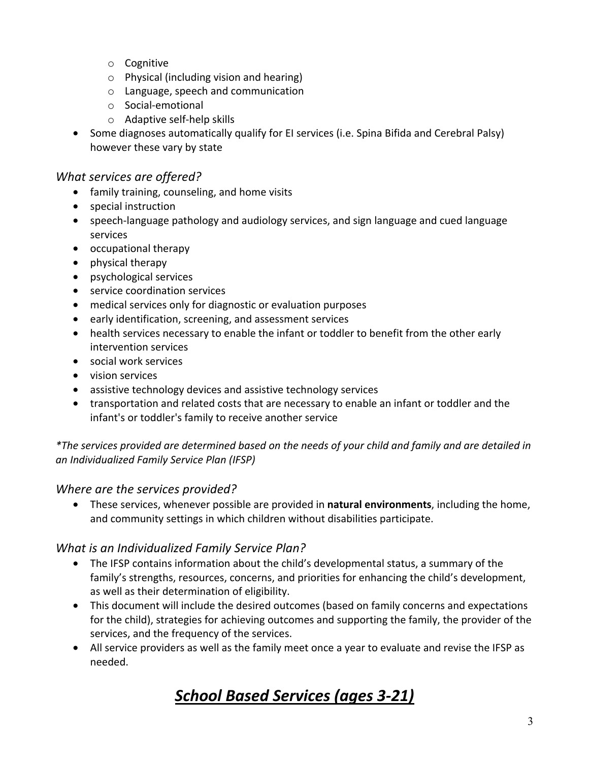- Cognitive
  - Physical (including vision and hearing)
  - Language, speech and communication
  - Social-emotional
  - Adaptive self-help skills
- Some diagnoses automatically qualify for EI services (i.e. Spina Bifida and Cerebral Palsy) however these vary by state

### *What services are offered?*

- family training, counseling, and home visits
- special instruction
- speech-language pathology and audiology services, and sign language and cued language services
- occupational therapy
- physical therapy
- psychological services
- service coordination services
- medical services only for diagnostic or evaluation purposes
- early identification, screening, and assessment services
- health services necessary to enable the infant or toddler to benefit from the other early intervention services
- social work services
- vision services
- assistive technology devices and assistive technology services
- transportation and related costs that are necessary to enable an infant or toddler and the infant's or toddler's family to receive another service

*\*The services provided are determined based on the needs of your child and family and are detailed in an Individualized Family Service Plan (IFSP)*

### *Where are the services provided?*

- These services, whenever possible are provided in **natural environments**, including the home, and community settings in which children without disabilities participate.

### *What is an Individualized Family Service Plan?*

- The IFSP contains information about the child's developmental status, a summary of the family's strengths, resources, concerns, and priorities for enhancing the child's development, as well as their determination of eligibility.
- This document will include the desired outcomes (based on family concerns and expectations for the child), strategies for achieving outcomes and supporting the family, the provider of the services, and the frequency of the services.
- All service providers as well as the family meet once a year to evaluate and revise the IFSP as needed.

# ***School Based Services (ages 3-21)***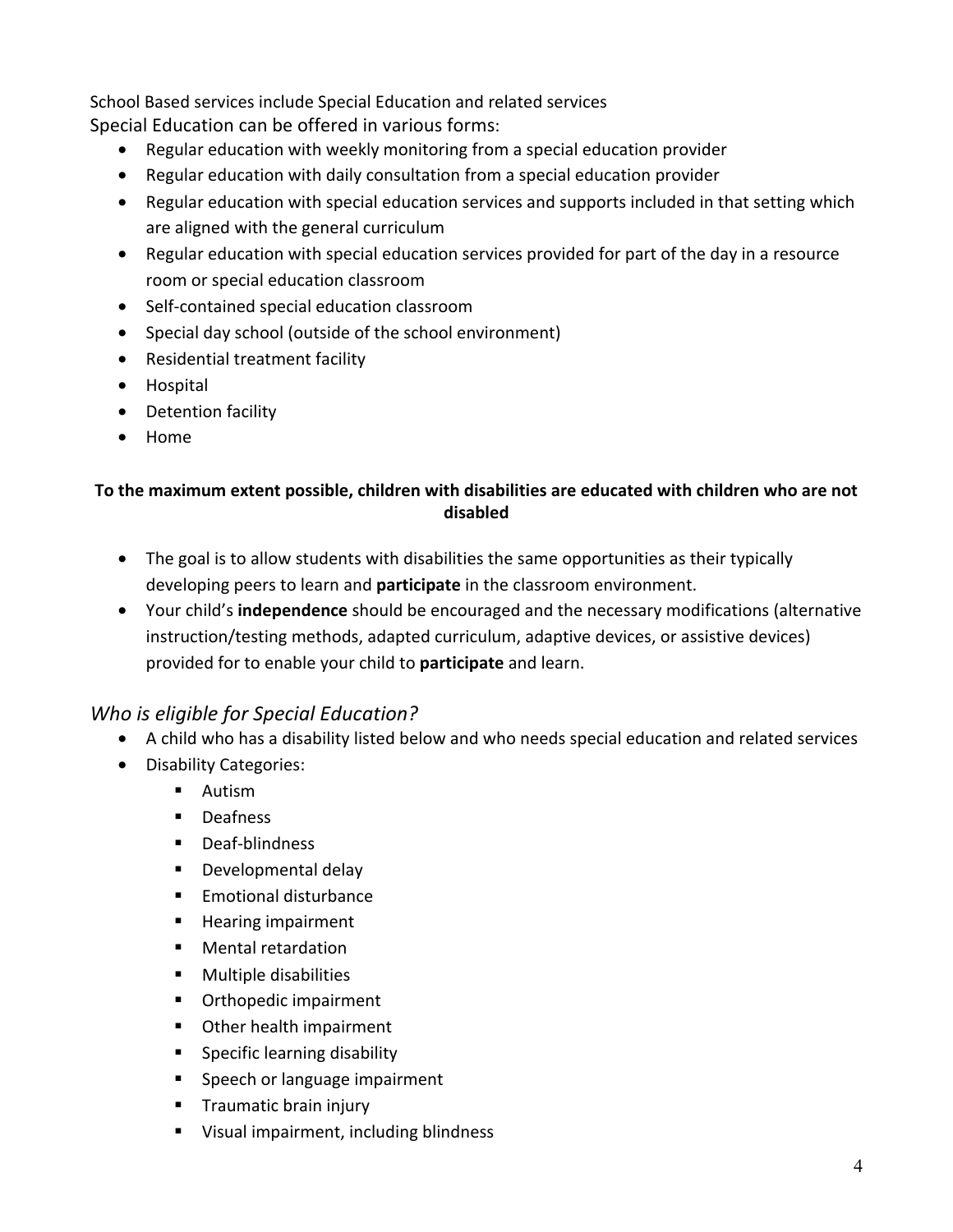School Based services include Special Education and related services

Special Education can be offered in various forms:

- Regular education with weekly monitoring from a special education provider
- Regular education with daily consultation from a special education provider
- Regular education with special education services and supports included in that setting which are aligned with the general curriculum
- Regular education with special education services provided for part of the day in a resource room or special education classroom
- Self-contained special education classroom
- Special day school (outside of the school environment)
- Residential treatment facility
- Hospital
- Detention facility
- Home

**To the maximum extent possible, children with disabilities are educated with children who are not disabled**

- The goal is to allow students with disabilities the same opportunities as their typically developing peers to learn and **participate** in the classroom environment.
- Your child's **independence** should be encouraged and the necessary modifications (alternative instruction/testing methods, adapted curriculum, adaptive devices, or assistive devices) provided for to enable your child to **participate** and learn.

## *Who is eligible for Special Education?*

- A child who has a disability listed below and who needs special education and related services
- Disability Categories:
  - Autism
  - Deafness
  - Deaf-blindness
  - Developmental delay
  - Emotional disturbance
  - Hearing impairment
  - Mental retardation
  - Multiple disabilities
  - Orthopedic impairment
  - Other health impairment
  - Specific learning disability
  - Speech or language impairment
  - Traumatic brain injury
  - Visual impairment, including blindness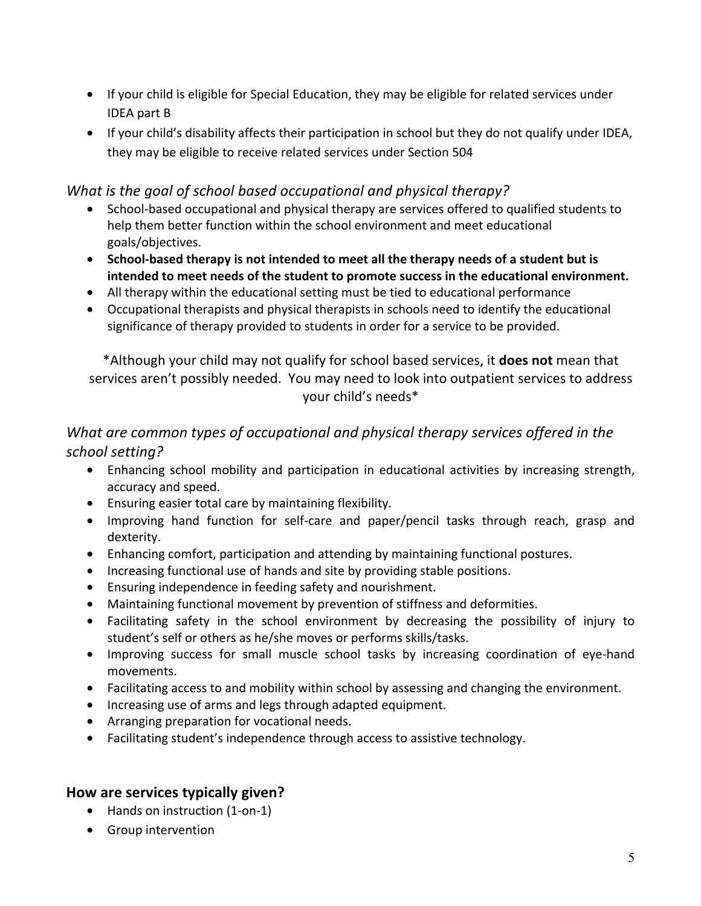- If your child is eligible for Special Education, they may be eligible for related services under IDEA part B
- If your child's disability affects their participation in school but they do not qualify under IDEA, they may be eligible to receive related services under Section 504

### *What is the goal of school based occupational and physical therapy?*

- School-based occupational and physical therapy are services offered to qualified students to help them better function within the school environment and meet educational goals/objectives.
- **School-based therapy is not intended to meet all the therapy needs of a student but is intended to meet needs of the student to promote success in the educational environment.**
- All therapy within the educational setting must be tied to educational performance
- Occupational therapists and physical therapists in schools need to identify the educational significance of therapy provided to students in order for a service to be provided.

*Although your child may not qualify for school based services, it **does not** mean that services aren't possibly needed. You may need to look into outpatient services to address your child's needs*

### *What are common types of occupational and physical therapy services offered in the school setting?*

- Enhancing school mobility and participation in educational activities by increasing strength, accuracy and speed.
- Ensuring easier total care by maintaining flexibility.
- Improving hand function for self-care and paper/pencil tasks through reach, grasp and dexterity.
- Enhancing comfort, participation and attending by maintaining functional postures.
- Increasing functional use of hands and site by providing stable positions.
- Ensuring independence in feeding safety and nourishment.
- Maintaining functional movement by prevention of stiffness and deformities.
- Facilitating safety in the school environment by decreasing the possibility of injury to student's self or others as he/she moves or performs skills/tasks.
- Improving success for small muscle school tasks by increasing coordination of eye-hand movements.
- Facilitating access to and mobility within school by assessing and changing the environment.
- Increasing use of arms and legs through adapted equipment.
- Arranging preparation for vocational needs.
- Facilitating student's independence through access to assistive technology.

### **How are services typically given?**

- Hands on instruction (1-on-1)
- Group intervention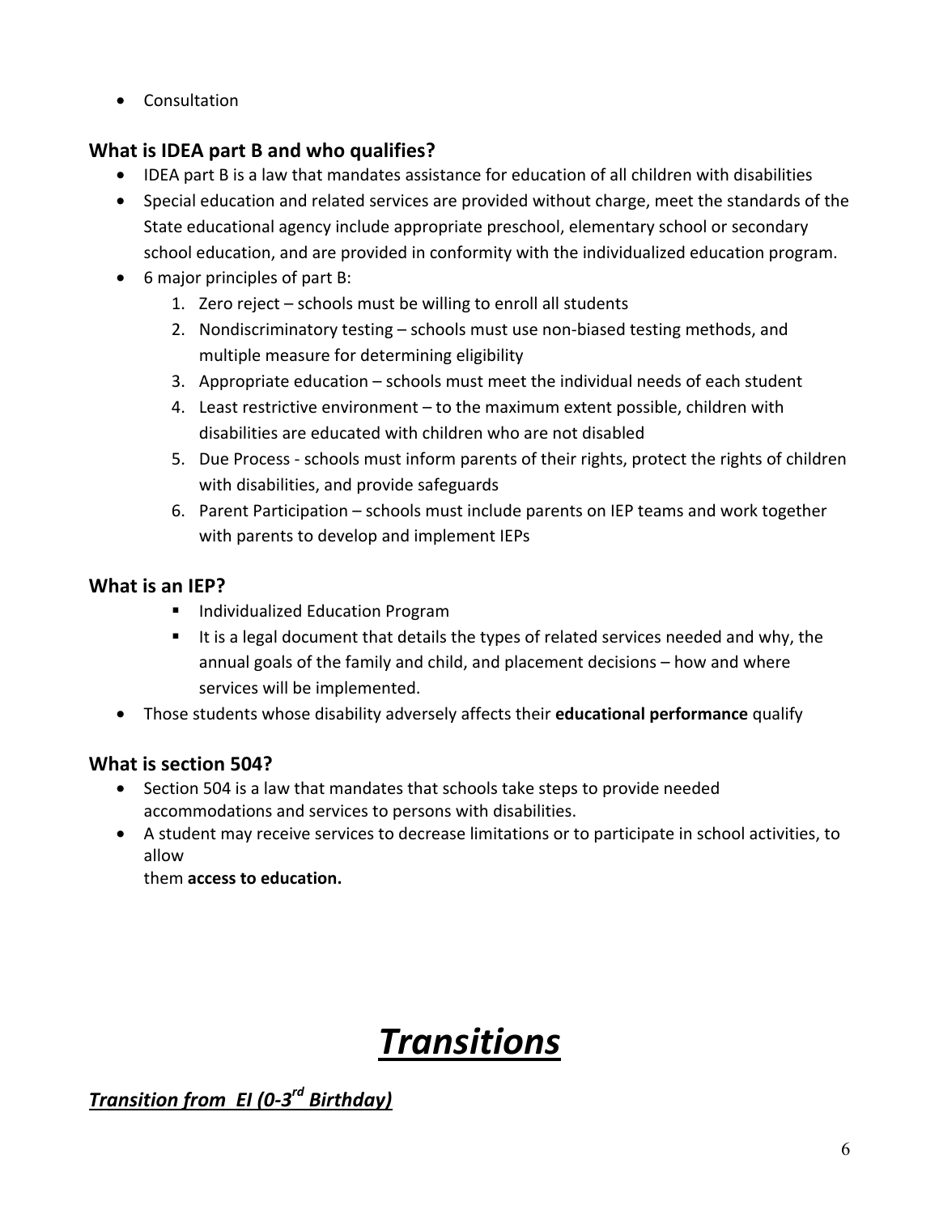- Consultation

### What is IDEA part B and who qualifies?

- IDEA part B is a law that mandates assistance for education of all children with disabilities
- Special education and related services are provided without charge, meet the standards of the State educational agency include appropriate preschool, elementary school or secondary school education, and are provided in conformity with the individualized education program.
- 6 major principles of part B:
    1. Zero reject – schools must be willing to enroll all students
    2. Nondiscriminatory testing – schools must use non-biased testing methods, and multiple measure for determining eligibility
    3. Appropriate education – schools must meet the individual needs of each student
    4. Least restrictive environment – to the maximum extent possible, children with disabilities are educated with children who are not disabled
    5. Due Process - schools must inform parents of their rights, protect the rights of children with disabilities, and provide safeguards
    6. Parent Participation – schools must include parents on IEP teams and work together with parents to develop and implement IEPs

### What is an IEP?

- Individualized Education Program
- It is a legal document that details the types of related services needed and why, the annual goals of the family and child, and placement decisions – how and where services will be implemented.

- Those students whose disability adversely affects their **educational performance** qualify

### What is section 504?

- Section 504 is a law that mandates that schools take steps to provide needed accommodations and services to persons with disabilities.
- A student may receive services to decrease limitations or to participate in school activities, to allow
  them **access to education.**

# ***Transitions***

## ***Transition from EI (0-3rd Birthday)***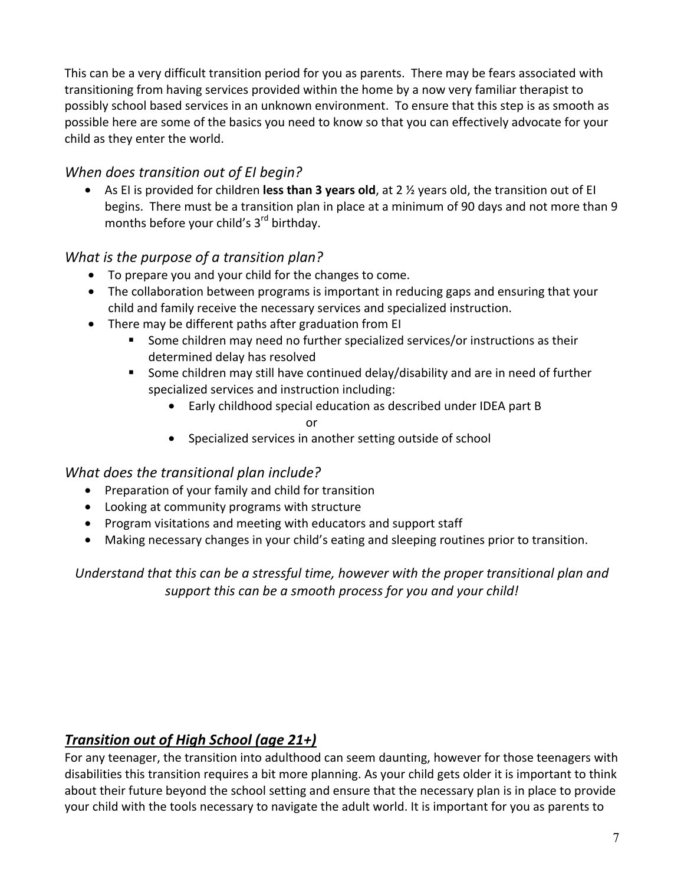This can be a very difficult transition period for you as parents. There may be fears associated with transitioning from having services provided within the home by a now very familiar therapist to possibly school based services in an unknown environment. To ensure that this step is as smooth as possible here are some of the basics you need to know so that you can effectively advocate for your child as they enter the world.

### *When does transition out of EI begin?*

- As EI is provided for children **less than 3 years old**, at 2 ½ years old, the transition out of EI begins. There must be a transition plan in place at a minimum of 90 days and not more than 9 months before your child's 3rd birthday.

### *What is the purpose of a transition plan?*

- To prepare you and your child for the changes to come.
- The collaboration between programs is important in reducing gaps and ensuring that your child and family receive the necessary services and specialized instruction.
- There may be different paths after graduation from EI
  - Some children may need no further specialized services/or instructions as their determined delay has resolved
  - Some children may still have continued delay/disability and are in need of further specialized services and instruction including:
    - Early childhood special education as described under IDEA part B

      or
    - Specialized services in another setting outside of school

### *What does the transitional plan include?*

- Preparation of your family and child for transition
- Looking at community programs with structure
- Program visitations and meeting with educators and support staff
- Making necessary changes in your child's eating and sleeping routines prior to transition.

*Understand that this can be a stressful time, however with the proper transitional plan and support this can be a smooth process for you and your child!*

## ***Transition out of High School (age 21+)***

For any teenager, the transition into adulthood can seem daunting, however for those teenagers with disabilities this transition requires a bit more planning. As your child gets older it is important to think about their future beyond the school setting and ensure that the necessary plan is in place to provide your child with the tools necessary to navigate the adult world. It is important for you as parents to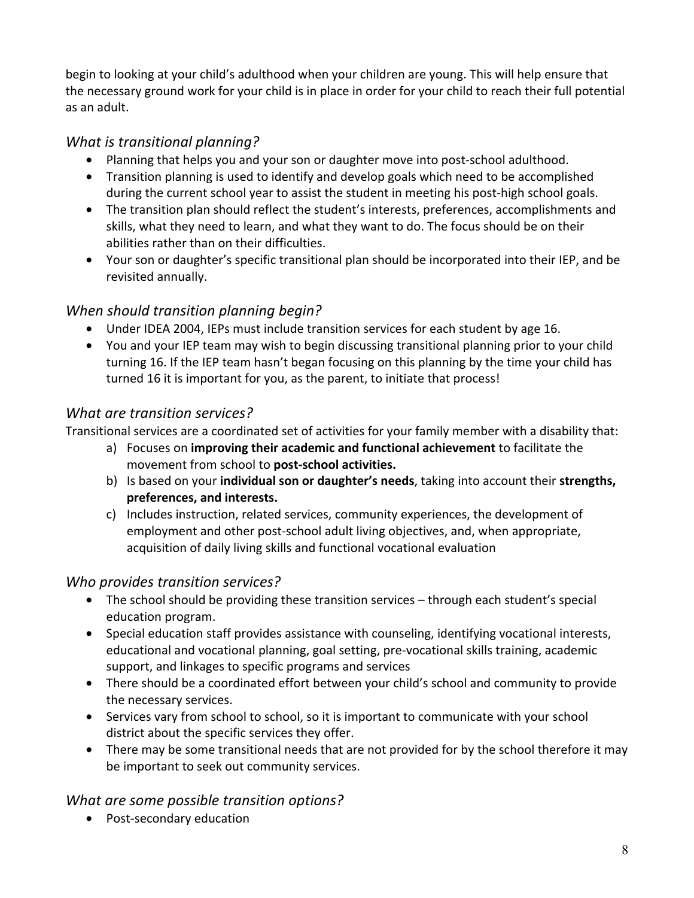begin to looking at your child's adulthood when your children are young. This will help ensure that the necessary ground work for your child is in place in order for your child to reach their full potential as an adult.

### *What is transitional planning?*

- Planning that helps you and your son or daughter move into post-school adulthood.
- Transition planning is used to identify and develop goals which need to be accomplished during the current school year to assist the student in meeting his post-high school goals.
- The transition plan should reflect the student's interests, preferences, accomplishments and skills, what they need to learn, and what they want to do. The focus should be on their abilities rather than on their difficulties.
- Your son or daughter's specific transitional plan should be incorporated into their IEP, and be revisited annually.

### *When should transition planning begin?*

- Under IDEA 2004, IEPs must include transition services for each student by age 16.
- You and your IEP team may wish to begin discussing transitional planning prior to your child turning 16. If the IEP team hasn't began focusing on this planning by the time your child has turned 16 it is important for you, as the parent, to initiate that process!

### *What are transition services?*

Transitional services are a coordinated set of activities for your family member with a disability that:

a) Focuses on **improving their academic and functional achievement** to facilitate the movement from school to **post-school activities.**
b) Is based on your **individual son or daughter's needs**, taking into account their **strengths, preferences, and interests.**
c) Includes instruction, related services, community experiences, the development of employment and other post-school adult living objectives, and, when appropriate, acquisition of daily living skills and functional vocational evaluation

### *Who provides transition services?*

- The school should be providing these transition services – through each student's special education program.
- Special education staff provides assistance with counseling, identifying vocational interests, educational and vocational planning, goal setting, pre-vocational skills training, academic support, and linkages to specific programs and services
- There should be a coordinated effort between your child's school and community to provide the necessary services.
- Services vary from school to school, so it is important to communicate with your school district about the specific services they offer.
- There may be some transitional needs that are not provided for by the school therefore it may be important to seek out community services.

### *What are some possible transition options?*

- Post-secondary education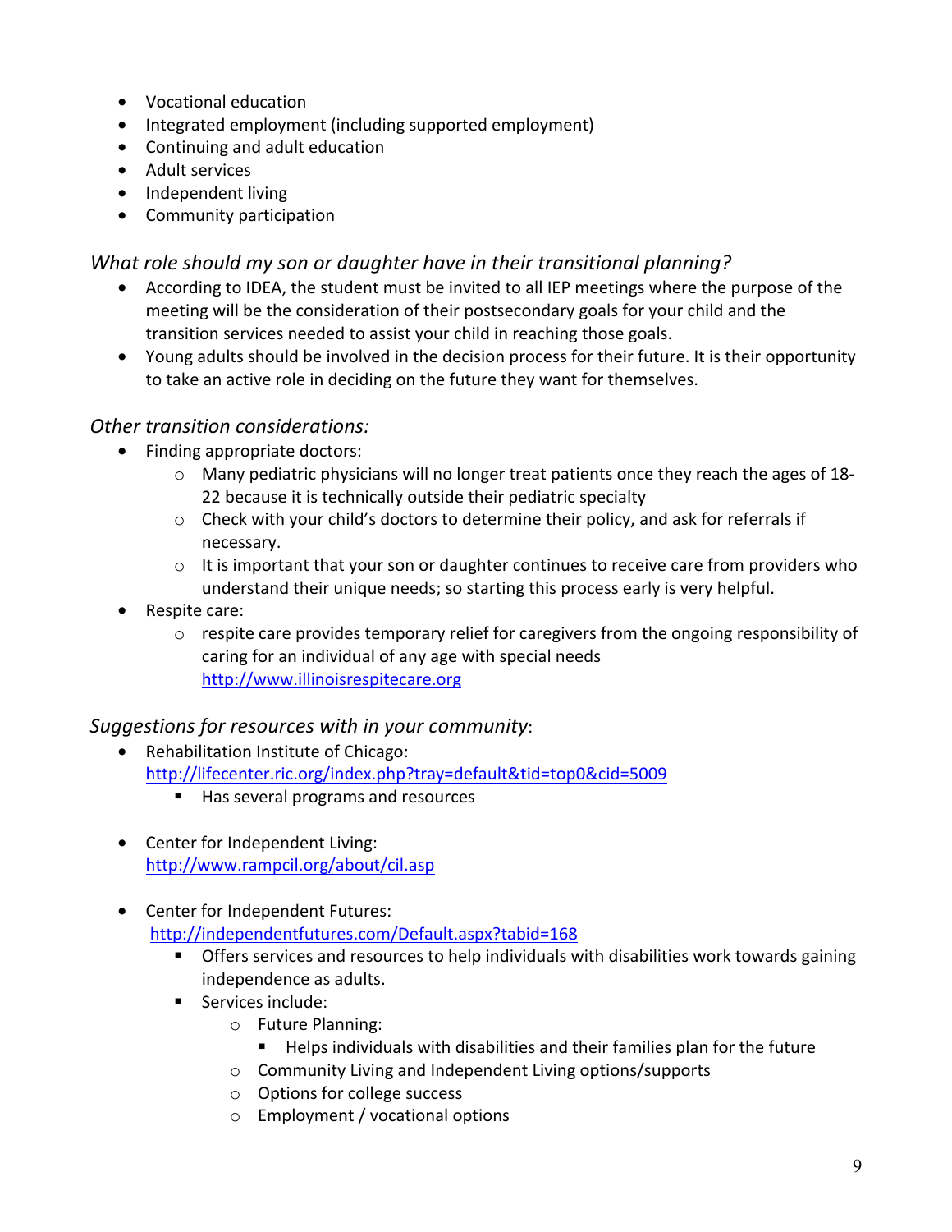- Vocational education
- Integrated employment (including supported employment)
- Continuing and adult education
- Adult services
- Independent living
- Community participation

### *What role should my son or daughter have in their transitional planning?*

- According to IDEA, the student must be invited to all IEP meetings where the purpose of the meeting will be the consideration of their postsecondary goals for your child and the transition services needed to assist your child in reaching those goals.
- Young adults should be involved in the decision process for their future. It is their opportunity to take an active role in deciding on the future they want for themselves.

### *Other transition considerations:*

- Finding appropriate doctors:
    - Many pediatric physicians will no longer treat patients once they reach the ages of 18-22 because it is technically outside their pediatric specialty
    - Check with your child's doctors to determine their policy, and ask for referrals if necessary.
    - It is important that your son or daughter continues to receive care from providers who understand their unique needs; so starting this process early is very helpful.
- Respite care:
    - respite care provides temporary relief for caregivers from the ongoing responsibility of caring for an individual of any age with special needs [http://www.illinoisrespitecare.org](http://www.illinoisrespitecare.org)

### *Suggestions for resources with in your community*:

- Rehabilitation Institute of Chicago: [http://lifecenter.ric.org/index.php?tray=default&tid=top0&cid=5009](http://lifecenter.ric.org/index.php?tray=default&tid=top0&cid=5009)
    - Has several programs and resources

- Center for Independent Living: [http://www.rampcil.org/about/cil.asp](http://www.rampcil.org/about/cil.asp)

- Center for Independent Futures: [http://independentfutures.com/Default.aspx?tabid=168](http://independentfutures.com/Default.aspx?tabid=168)
    - Offers services and resources to help individuals with disabilities work towards gaining independence as adults.
    - Services include:
        - Future Planning:
            - Helps individuals with disabilities and their families plan for the future
        - Community Living and Independent Living options/supports
        - Options for college success
        - Employment / vocational options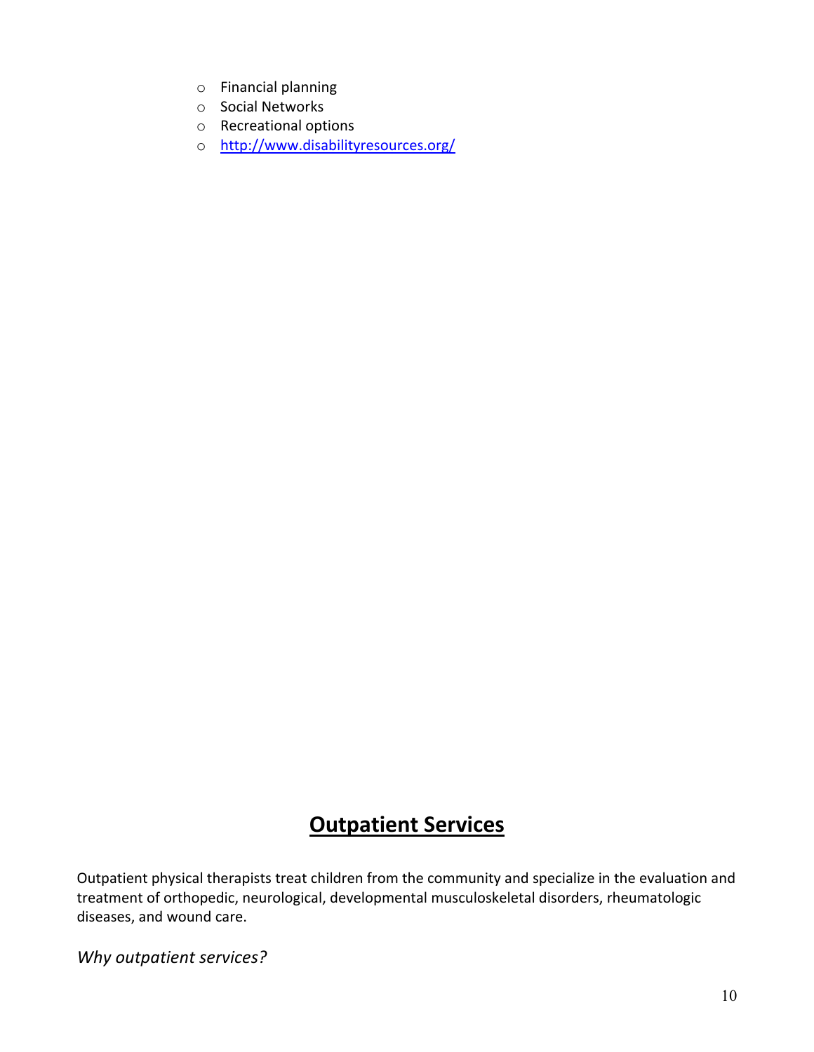- Financial planning
- Social Networks
- Recreational options
- http://www.disabilityresources.org/

## **Outpatient Services**

Outpatient physical therapists treat children from the community and specialize in the evaluation and treatment of orthopedic, neurological, developmental musculoskeletal disorders, rheumatologic diseases, and wound care.

*Why outpatient services?*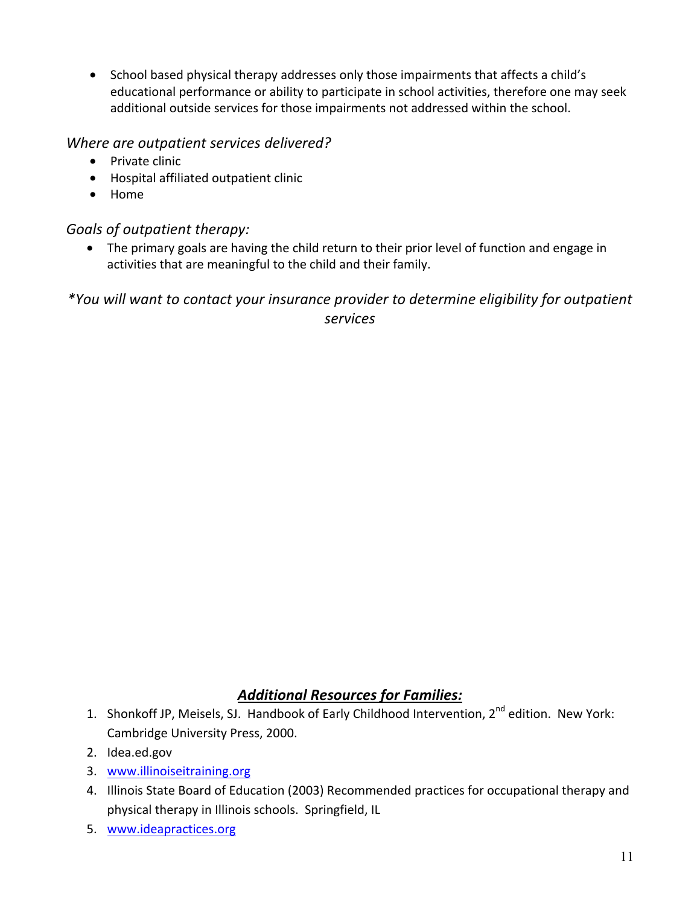- School based physical therapy addresses only those impairments that affects a child's educational performance or ability to participate in school activities, therefore one may seek additional outside services for those impairments not addressed within the school.

*Where are outpatient services delivered?*

- Private clinic
- Hospital affiliated outpatient clinic
- Home

*Goals of outpatient therapy:*

- The primary goals are having the child return to their prior level of function and engage in activities that are meaningful to the child and their family.

*\*You will want to contact your insurance provider to determine eligibility for outpatient services*

## ***Additional Resources for Families:***

1. Shonkoff JP, Meisels, SJ. Handbook of Early Childhood Intervention, 2nd edition. New York: Cambridge University Press, 2000.
2. Idea.ed.gov
3. [www.illinoiseitraining.org](http://www.illinoiseitraining.org)
4. Illinois State Board of Education (2003) Recommended practices for occupational therapy and physical therapy in Illinois schools. Springfield, IL
5. [www.ideapractices.org](http://www.ideapractices.org)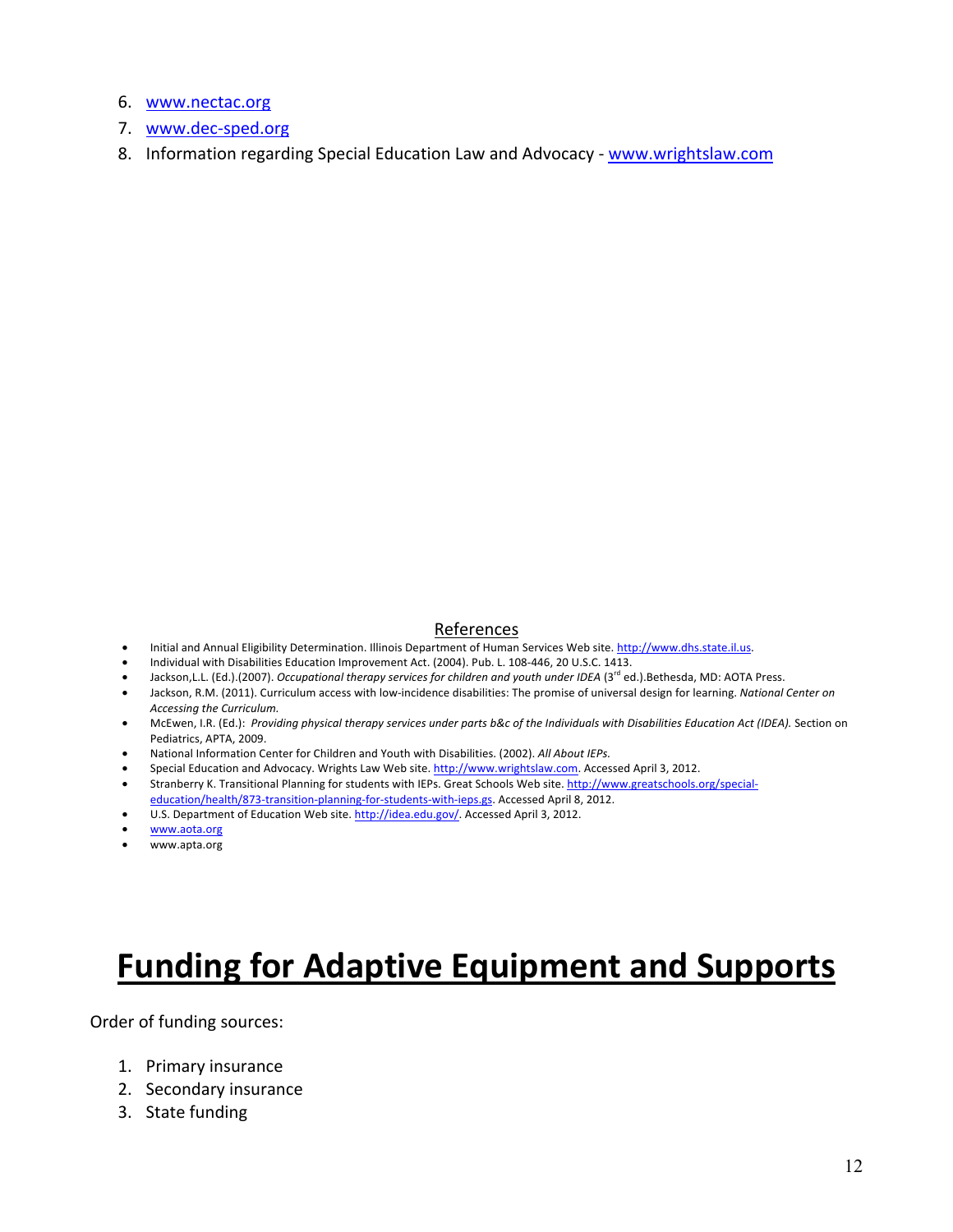6. [www.nectac.org](http://www.nectac.org)
7. [www.dec-sped.org](http://www.dec-sped.org)
8. Information regarding Special Education Law and Advocacy - [www.wrightslaw.com](http://www.wrightslaw.com)

## References

- Initial and Annual Eligibility Determination. Illinois Department of Human Services Web site. http://www.dhs.state.il.us.
- Individual with Disabilities Education Improvement Act. (2004). Pub. L. 108-446, 20 U.S.C. 1413.
- Jackson,L.L. (Ed.).(2007). *Occupational therapy services for children and youth under IDEA* (3rd ed.).Bethesda, MD: AOTA Press.
- Jackson, R.M. (2011). Curriculum access with low-incidence disabilities: The promise of universal design for learning. *National Center on Accessing the Curriculum.*
- McEwen, I.R. (Ed.): *Providing physical therapy services under parts b&c of the Individuals with Disabilities Education Act (IDEA).* Section on Pediatrics, APTA, 2009.
- National Information Center for Children and Youth with Disabilities. (2002). *All About IEPs.*
- Special Education and Advocacy. Wrights Law Web site. http://www.wrightslaw.com. Accessed April 3, 2012.
- Stranberry K. Transitional Planning for students with IEPs. Great Schools Web site. http://www.greatschools.org/special-education/health/873-transition-planning-for-students-with-ieps.gs. Accessed April 8, 2012.
- U.S. Department of Education Web site. http://idea.edu.gov/. Accessed April 3, 2012.
- www.aota.org
- www.apta.org

# Funding for Adaptive Equipment and Supports

Order of funding sources:

1. Primary insurance
2. Secondary insurance
3. State funding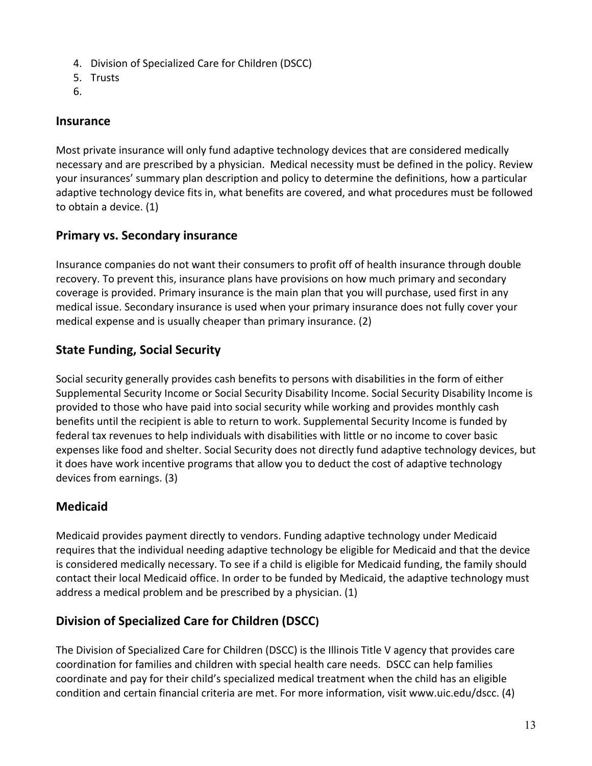4. Division of Specialized Care for Children (DSCC)
5. Trusts
6.

## Insurance

Most private insurance will only fund adaptive technology devices that are considered medically necessary and are prescribed by a physician. Medical necessity must be defined in the policy. Review your insurances' summary plan description and policy to determine the definitions, how a particular adaptive technology device fits in, what benefits are covered, and what procedures must be followed to obtain a device. (1)

## Primary vs. Secondary insurance

Insurance companies do not want their consumers to profit off of health insurance through double recovery. To prevent this, insurance plans have provisions on how much primary and secondary coverage is provided. Primary insurance is the main plan that you will purchase, used first in any medical issue. Secondary insurance is used when your primary insurance does not fully cover your medical expense and is usually cheaper than primary insurance. (2)

## State Funding, Social Security

Social security generally provides cash benefits to persons with disabilities in the form of either Supplemental Security Income or Social Security Disability Income. Social Security Disability Income is provided to those who have paid into social security while working and provides monthly cash benefits until the recipient is able to return to work. Supplemental Security Income is funded by federal tax revenues to help individuals with disabilities with little or no income to cover basic expenses like food and shelter. Social Security does not directly fund adaptive technology devices, but it does have work incentive programs that allow you to deduct the cost of adaptive technology devices from earnings. (3)

## Medicaid

Medicaid provides payment directly to vendors. Funding adaptive technology under Medicaid requires that the individual needing adaptive technology be eligible for Medicaid and that the device is considered medically necessary. To see if a child is eligible for Medicaid funding, the family should contact their local Medicaid office. In order to be funded by Medicaid, the adaptive technology must address a medical problem and be prescribed by a physician. (1)

## Division of Specialized Care for Children (DSCC)

The Division of Specialized Care for Children (DSCC) is the Illinois Title V agency that provides care coordination for families and children with special health care needs. DSCC can help families coordinate and pay for their child's specialized medical treatment when the child has an eligible condition and certain financial criteria are met. For more information, visit www.uic.edu/dscc. (4)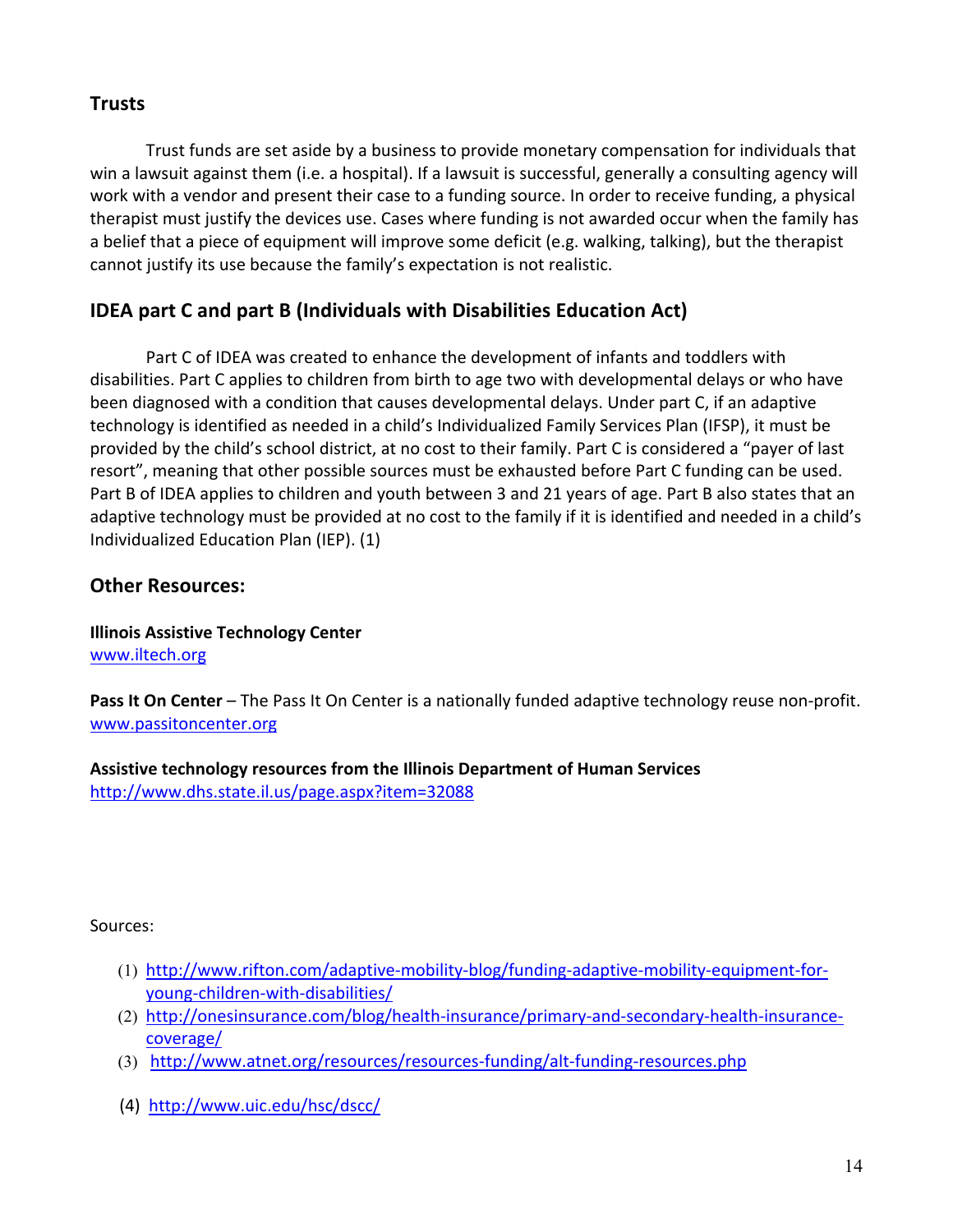## Trusts

Trust funds are set aside by a business to provide monetary compensation for individuals that win a lawsuit against them (i.e. a hospital). If a lawsuit is successful, generally a consulting agency will work with a vendor and present their case to a funding source. In order to receive funding, a physical therapist must justify the devices use. Cases where funding is not awarded occur when the family has a belief that a piece of equipment will improve some deficit (e.g. walking, talking), but the therapist cannot justify its use because the family's expectation is not realistic.

## IDEA part C and part B (Individuals with Disabilities Education Act)

Part C of IDEA was created to enhance the development of infants and toddlers with disabilities. Part C applies to children from birth to age two with developmental delays or who have been diagnosed with a condition that causes developmental delays. Under part C, if an adaptive technology is identified as needed in a child's Individualized Family Services Plan (IFSP), it must be provided by the child's school district, at no cost to their family. Part C is considered a "payer of last resort", meaning that other possible sources must be exhausted before Part C funding can be used. Part B of IDEA applies to children and youth between 3 and 21 years of age. Part B also states that an adaptive technology must be provided at no cost to the family if it is identified and needed in a child's Individualized Education Plan (IEP). (1)

## Other Resources:

**Illinois Assistive Technology Center**
www.iltech.org

**Pass It On Center** – The Pass It On Center is a nationally funded adaptive technology reuse non-profit.
www.passitoncenter.org

**Assistive technology resources from the Illinois Department of Human Services**
http://www.dhs.state.il.us/page.aspx?item=32088

Sources:

(1) http://www.rifton.com/adaptive-mobility-blog/funding-adaptive-mobility-equipment-for-young-children-with-disabilities/
(2) http://onesinsurance.com/blog/health-insurance/primary-and-secondary-health-insurance-coverage/
(3) http://www.atnet.org/resources/resources-funding/alt-funding-resources.php
(4) http://www.uic.edu/hsc/dscc/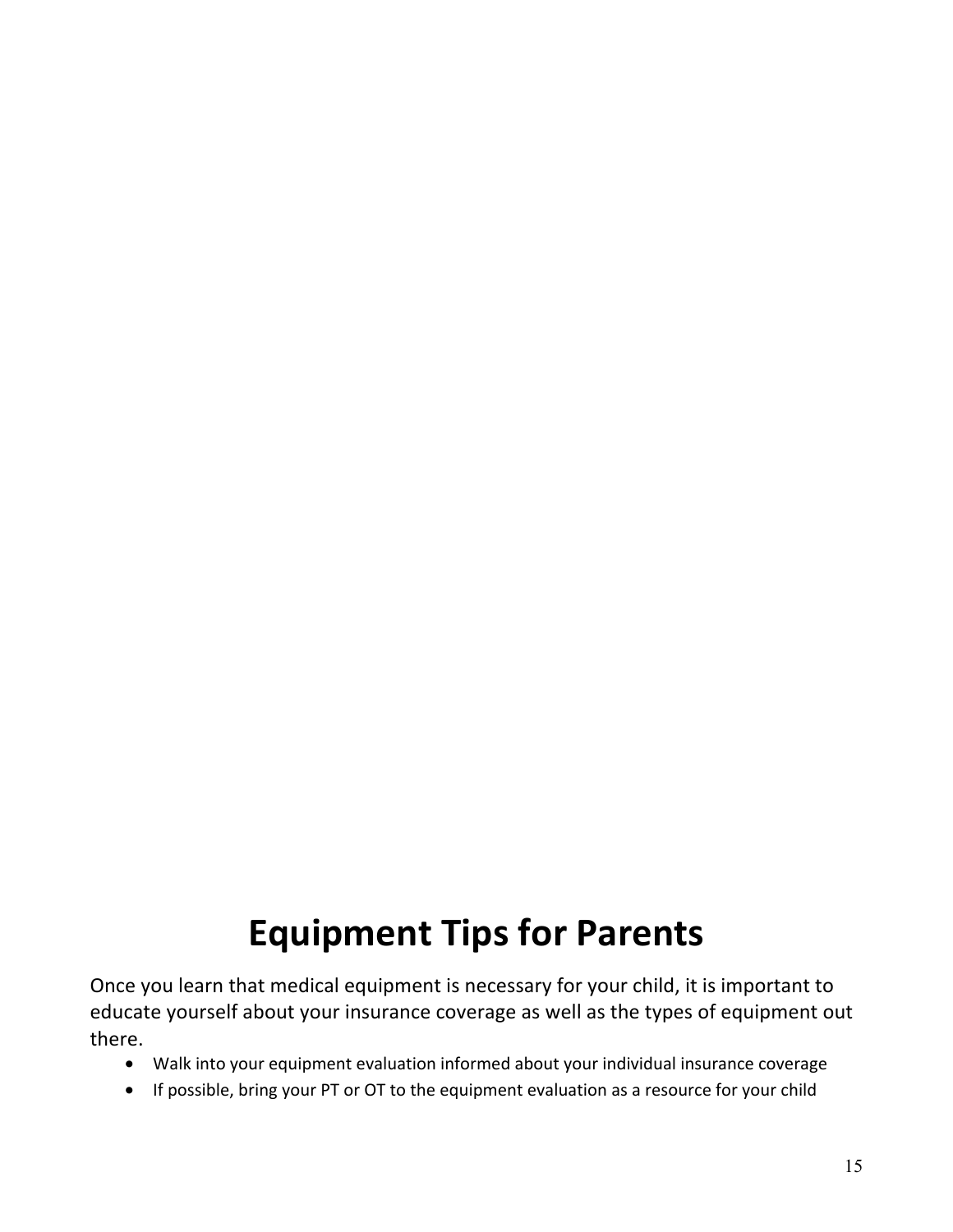# Equipment Tips for Parents

Once you learn that medical equipment is necessary for your child, it is important to educate yourself about your insurance coverage as well as the types of equipment out there.

- Walk into your equipment evaluation informed about your individual insurance coverage
- If possible, bring your PT or OT to the equipment evaluation as a resource for your child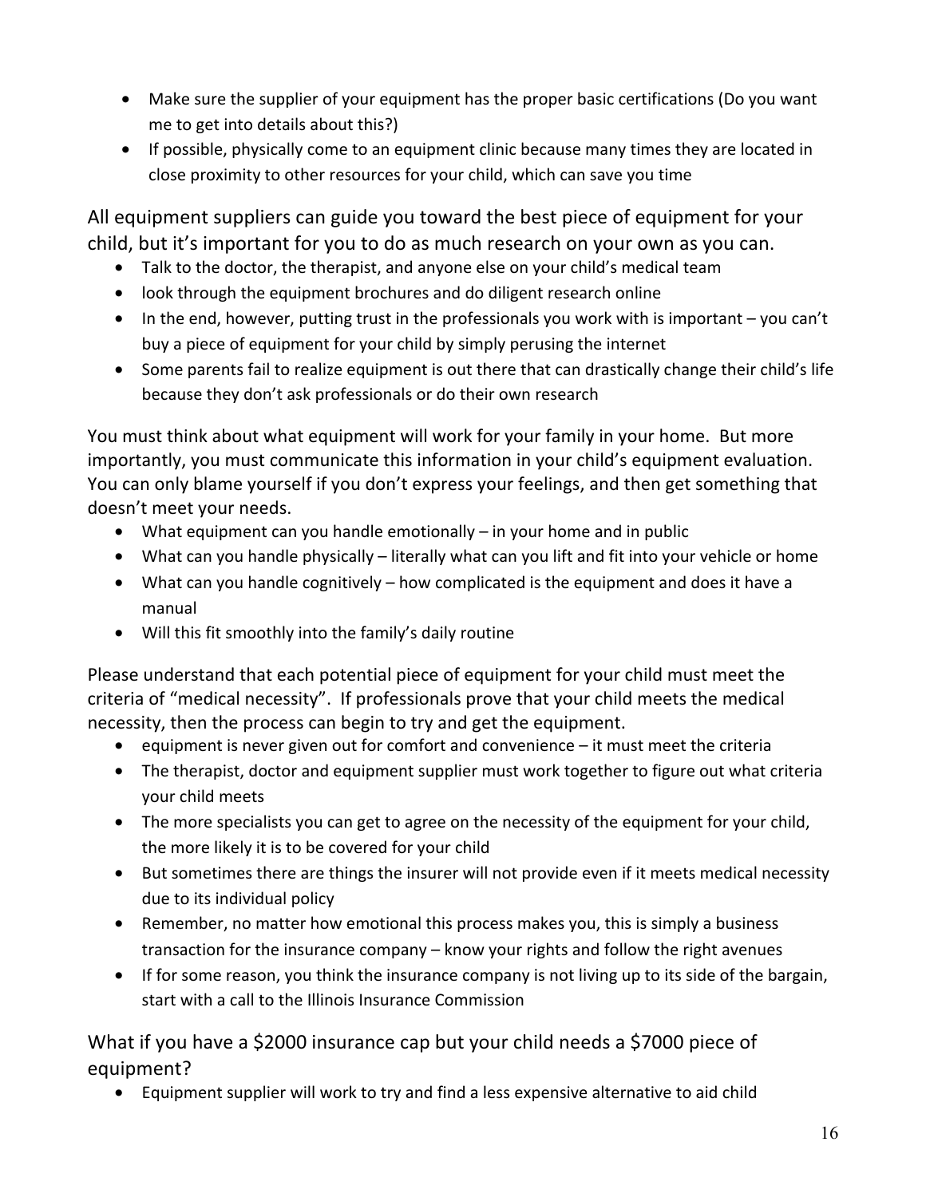- Make sure the supplier of your equipment has the proper basic certifications (Do you want me to get into details about this?)
- If possible, physically come to an equipment clinic because many times they are located in close proximity to other resources for your child, which can save you time

All equipment suppliers can guide you toward the best piece of equipment for your child, but it's important for you to do as much research on your own as you can.

- Talk to the doctor, the therapist, and anyone else on your child's medical team
- look through the equipment brochures and do diligent research online
- In the end, however, putting trust in the professionals you work with is important – you can't buy a piece of equipment for your child by simply perusing the internet
- Some parents fail to realize equipment is out there that can drastically change their child's life because they don't ask professionals or do their own research

You must think about what equipment will work for your family in your home. But more importantly, you must communicate this information in your child's equipment evaluation. You can only blame yourself if you don't express your feelings, and then get something that doesn't meet your needs.

- What equipment can you handle emotionally – in your home and in public
- What can you handle physically – literally what can you lift and fit into your vehicle or home
- What can you handle cognitively – how complicated is the equipment and does it have a manual
- Will this fit smoothly into the family's daily routine

Please understand that each potential piece of equipment for your child must meet the criteria of "medical necessity". If professionals prove that your child meets the medical necessity, then the process can begin to try and get the equipment.

- equipment is never given out for comfort and convenience – it must meet the criteria
- The therapist, doctor and equipment supplier must work together to figure out what criteria your child meets
- The more specialists you can get to agree on the necessity of the equipment for your child, the more likely it is to be covered for your child
- But sometimes there are things the insurer will not provide even if it meets medical necessity due to its individual policy
- Remember, no matter how emotional this process makes you, this is simply a business transaction for the insurance company – know your rights and follow the right avenues
- If for some reason, you think the insurance company is not living up to its side of the bargain, start with a call to the Illinois Insurance Commission

What if you have a $2000 insurance cap but your child needs a $7000 piece of equipment?

- Equipment supplier will work to try and find a less expensive alternative to aid child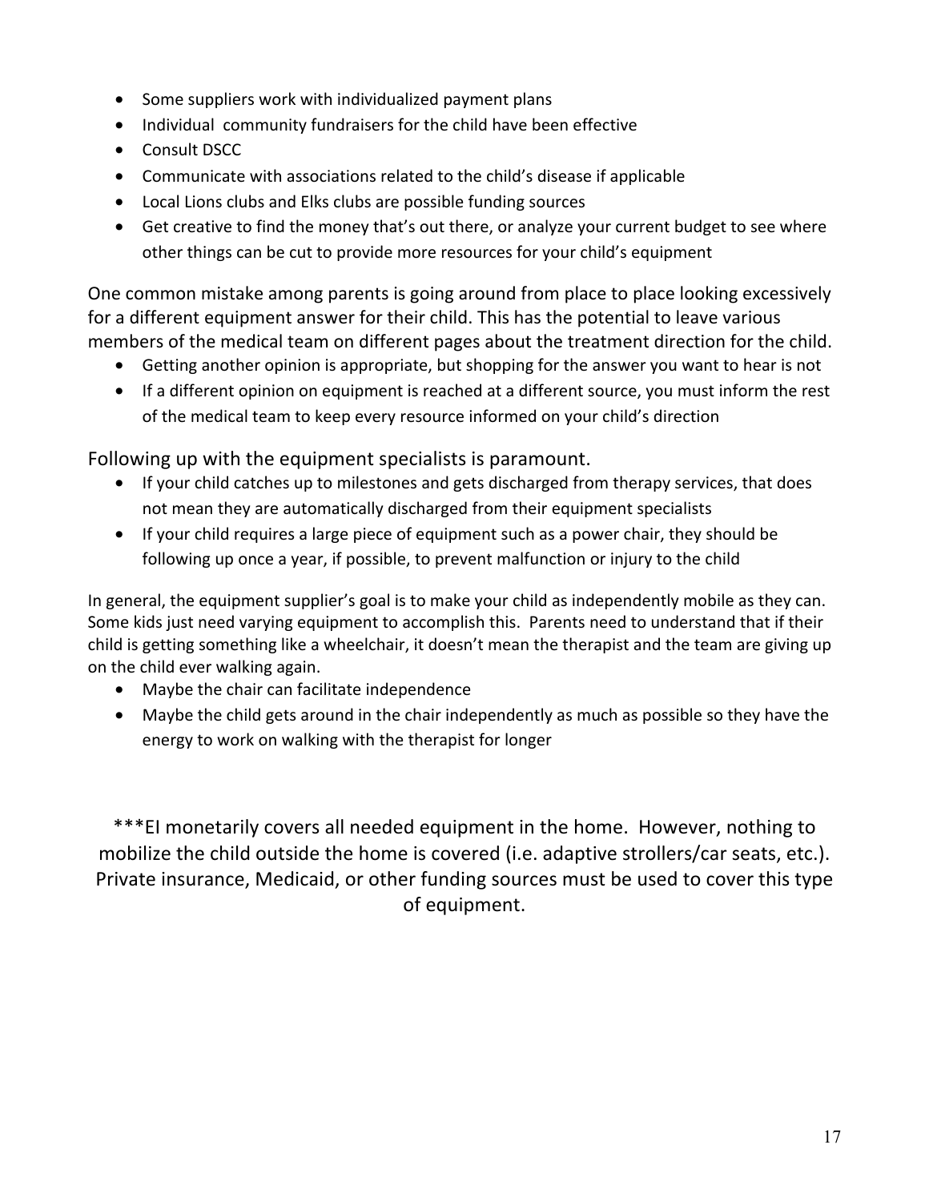- Some suppliers work with individualized payment plans
- Individual community fundraisers for the child have been effective
- Consult DSCC
- Communicate with associations related to the child's disease if applicable
- Local Lions clubs and Elks clubs are possible funding sources
- Get creative to find the money that's out there, or analyze your current budget to see where other things can be cut to provide more resources for your child's equipment

One common mistake among parents is going around from place to place looking excessively for a different equipment answer for their child. This has the potential to leave various members of the medical team on different pages about the treatment direction for the child.

- Getting another opinion is appropriate, but shopping for the answer you want to hear is not
- If a different opinion on equipment is reached at a different source, you must inform the rest of the medical team to keep every resource informed on your child's direction

Following up with the equipment specialists is paramount.

- If your child catches up to milestones and gets discharged from therapy services, that does not mean they are automatically discharged from their equipment specialists
- If your child requires a large piece of equipment such as a power chair, they should be following up once a year, if possible, to prevent malfunction or injury to the child

In general, the equipment supplier's goal is to make your child as independently mobile as they can. Some kids just need varying equipment to accomplish this. Parents need to understand that if their child is getting something like a wheelchair, it doesn't mean the therapist and the team are giving up on the child ever walking again.

- Maybe the chair can facilitate independence
- Maybe the child gets around in the chair independently as much as possible so they have the energy to work on walking with the therapist for longer

***EI monetarily covers all needed equipment in the home. However, nothing to mobilize the child outside the home is covered (i.e. adaptive strollers/car seats, etc.). Private insurance, Medicaid, or other funding sources must be used to cover this type of equipment.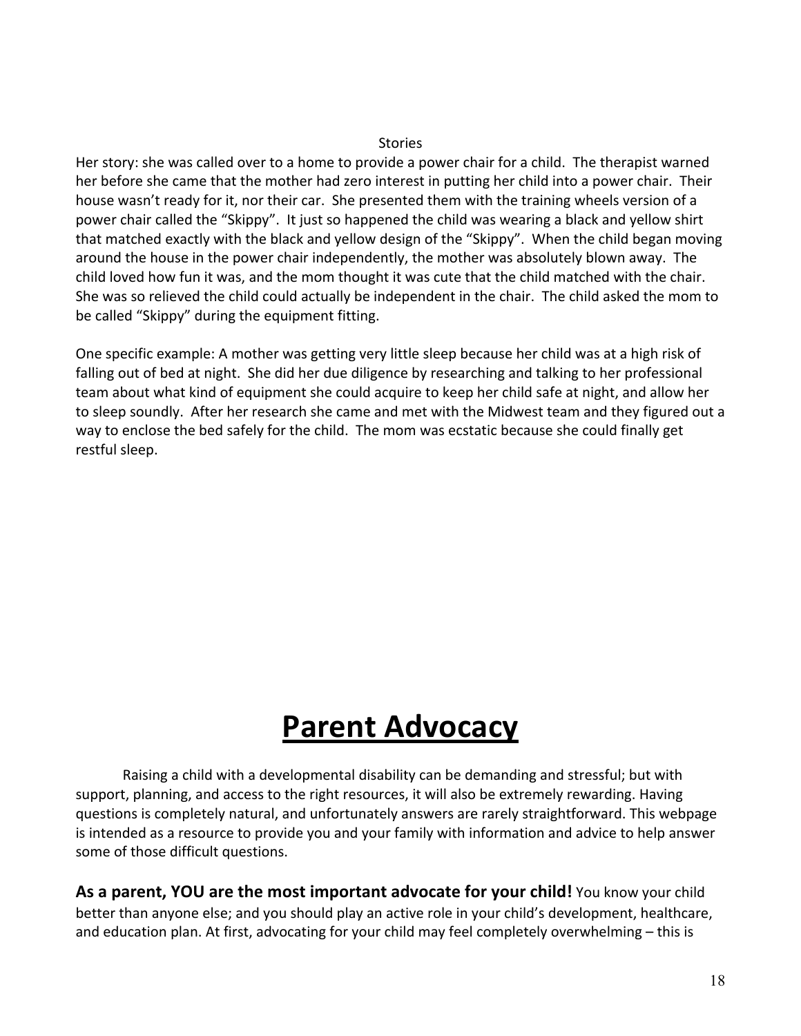Stories

Her story: she was called over to a home to provide a power chair for a child. The therapist warned her before she came that the mother had zero interest in putting her child into a power chair. Their house wasn't ready for it, nor their car. She presented them with the training wheels version of a power chair called the "Skippy". It just so happened the child was wearing a black and yellow shirt that matched exactly with the black and yellow design of the "Skippy". When the child began moving around the house in the power chair independently, the mother was absolutely blown away. The child loved how fun it was, and the mom thought it was cute that the child matched with the chair. She was so relieved the child could actually be independent in the chair. The child asked the mom to be called "Skippy" during the equipment fitting.

One specific example: A mother was getting very little sleep because her child was at a high risk of falling out of bed at night. She did her due diligence by researching and talking to her professional team about what kind of equipment she could acquire to keep her child safe at night, and allow her to sleep soundly. After her research she came and met with the Midwest team and they figured out a way to enclose the bed safely for the child. The mom was ecstatic because she could finally get restful sleep.

# Parent Advocacy

Raising a child with a developmental disability can be demanding and stressful; but with support, planning, and access to the right resources, it will also be extremely rewarding. Having questions is completely natural, and unfortunately answers are rarely straightforward. This webpage is intended as a resource to provide you and your family with information and advice to help answer some of those difficult questions.

**As a parent, YOU are the most important advocate for your child!** You know your child better than anyone else; and you should play an active role in your child's development, healthcare, and education plan. At first, advocating for your child may feel completely overwhelming – this is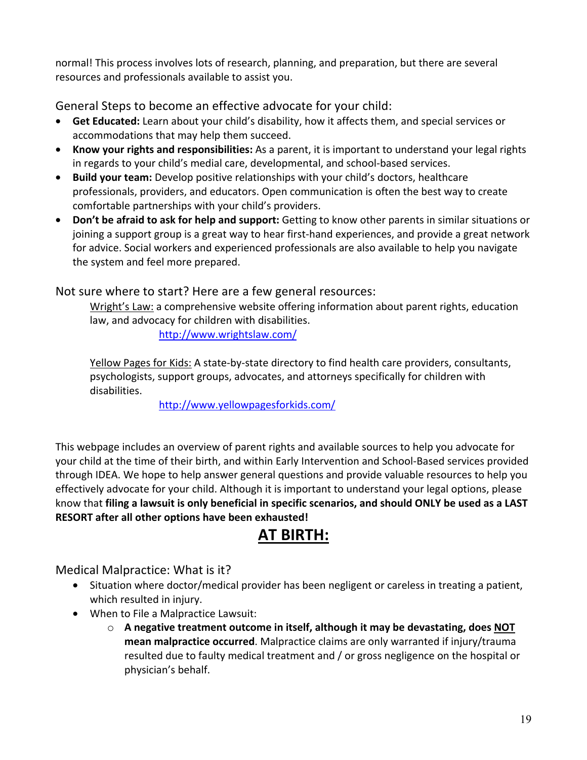normal! This process involves lots of research, planning, and preparation, but there are several resources and professionals available to assist you.

General Steps to become an effective advocate for your child:

- **Get Educated:** Learn about your child's disability, how it affects them, and special services or accommodations that may help them succeed.
- **Know your rights and responsibilities:** As a parent, it is important to understand your legal rights in regards to your child's medial care, developmental, and school-based services.
- **Build your team:** Develop positive relationships with your child's doctors, healthcare professionals, providers, and educators. Open communication is often the best way to create comfortable partnerships with your child's providers.
- **Don't be afraid to ask for help and support:** Getting to know other parents in similar situations or joining a support group is a great way to hear first-hand experiences, and provide a great network for advice. Social workers and experienced professionals are also available to help you navigate the system and feel more prepared.

Not sure where to start? Here are a few general resources:

Wright's Law: a comprehensive website offering information about parent rights, education law, and advocacy for children with disabilities.

http://www.wrightslaw.com/

Yellow Pages for Kids: A state-by-state directory to find health care providers, consultants, psychologists, support groups, advocates, and attorneys specifically for children with disabilities.

http://www.yellowpagesforkids.com/

This webpage includes an overview of parent rights and available sources to help you advocate for your child at the time of their birth, and within Early Intervention and School-Based services provided through IDEA. We hope to help answer general questions and provide valuable resources to help you effectively advocate for your child. Although it is important to understand your legal options, please know that **filing a lawsuit is only beneficial in specific scenarios, and should ONLY be used as a LAST RESORT after all other options have been exhausted!**

# AT BIRTH:

Medical Malpractice: What is it?

- Situation where doctor/medical provider has been negligent or careless in treating a patient, which resulted in injury.
- When to File a Malpractice Lawsuit:
  - **A negative treatment outcome in itself, although it may be devastating, does NOT mean malpractice occurred**. Malpractice claims are only warranted if injury/trauma resulted due to faulty medical treatment and / or gross negligence on the hospital or physician's behalf.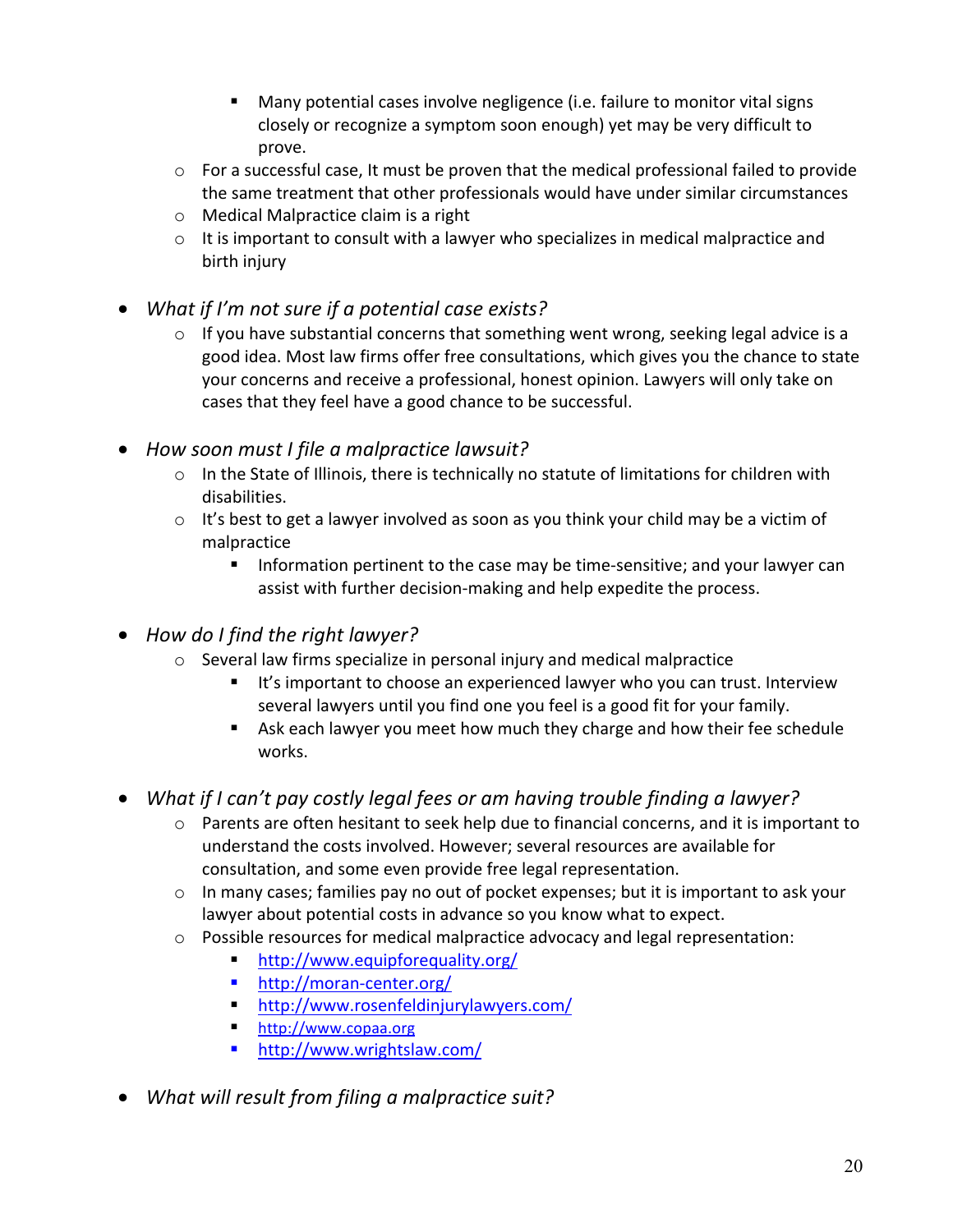- Many potential cases involve negligence (i.e. failure to monitor vital signs closely or recognize a symptom soon enough) yet may be very difficult to prove.
    - For a successful case, It must be proven that the medical professional failed to provide the same treatment that other professionals would have under similar circumstances
    - Medical Malpractice claim is a right
    - It is important to consult with a lawyer who specializes in medical malpractice and birth injury

- *What if I'm not sure if a potential case exists?*
    - If you have substantial concerns that something went wrong, seeking legal advice is a good idea. Most law firms offer free consultations, which gives you the chance to state your concerns and receive a professional, honest opinion. Lawyers will only take on cases that they feel have a good chance to be successful.

- *How soon must I file a malpractice lawsuit?*
    - In the State of Illinois, there is technically no statute of limitations for children with disabilities.
    - It's best to get a lawyer involved as soon as you think your child may be a victim of malpractice
        - Information pertinent to the case may be time-sensitive; and your lawyer can assist with further decision-making and help expedite the process.

- *How do I find the right lawyer?*
    - Several law firms specialize in personal injury and medical malpractice
        - It's important to choose an experienced lawyer who you can trust. Interview several lawyers until you find one you feel is a good fit for your family.
        - Ask each lawyer you meet how much they charge and how their fee schedule works.

- *What if I can't pay costly legal fees or am having trouble finding a lawyer?*
    - Parents are often hesitant to seek help due to financial concerns, and it is important to understand the costs involved. However; several resources are available for consultation, and some even provide free legal representation.
    - In many cases; families pay no out of pocket expenses; but it is important to ask your lawyer about potential costs in advance so you know what to expect.
    - Possible resources for medical malpractice advocacy and legal representation:
        - http://www.equipforequality.org/
        - http://moran-center.org/
        - http://www.rosenfeldinjurylawyers.com/
        - http://www.copaa.org
        - http://www.wrightslaw.com/

- *What will result from filing a malpractice suit?*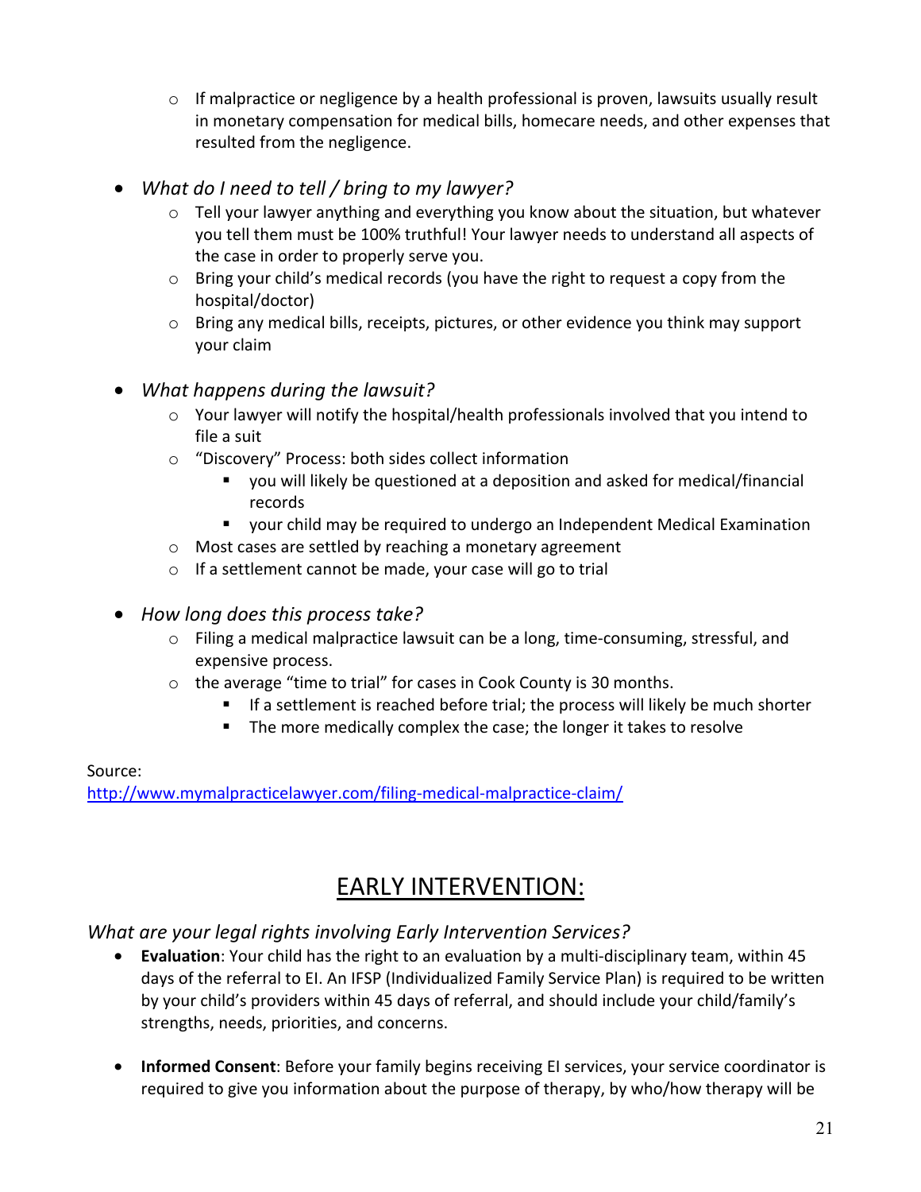- If malpractice or negligence by a health professional is proven, lawsuits usually result in monetary compensation for medical bills, homecare needs, and other expenses that resulted from the negligence.

- *What do I need to tell / bring to my lawyer?*
  - Tell your lawyer anything and everything you know about the situation, but whatever you tell them must be 100% truthful! Your lawyer needs to understand all aspects of the case in order to properly serve you.
  - Bring your child's medical records (you have the right to request a copy from the hospital/doctor)
  - Bring any medical bills, receipts, pictures, or other evidence you think may support your claim

- *What happens during the lawsuit?*
  - Your lawyer will notify the hospital/health professionals involved that you intend to file a suit
  - "Discovery" Process: both sides collect information
    - you will likely be questioned at a deposition and asked for medical/financial records
    - your child may be required to undergo an Independent Medical Examination
  - Most cases are settled by reaching a monetary agreement
  - If a settlement cannot be made, your case will go to trial

- *How long does this process take?*
  - Filing a medical malpractice lawsuit can be a long, time-consuming, stressful, and expensive process.
  - the average "time to trial" for cases in Cook County is 30 months.
    - If a settlement is reached before trial; the process will likely be much shorter
    - The more medically complex the case; the longer it takes to resolve

Source:
http://www.mymalpracticelawyer.com/filing-medical-malpractice-claim/

# EARLY INTERVENTION:

*What are your legal rights involving Early Intervention Services?*

- **Evaluation**: Your child has the right to an evaluation by a multi-disciplinary team, within 45 days of the referral to EI. An IFSP (Individualized Family Service Plan) is required to be written by your child's providers within 45 days of referral, and should include your child/family's strengths, needs, priorities, and concerns.

- **Informed Consent**: Before your family begins receiving EI services, your service coordinator is required to give you information about the purpose of therapy, by who/how therapy will be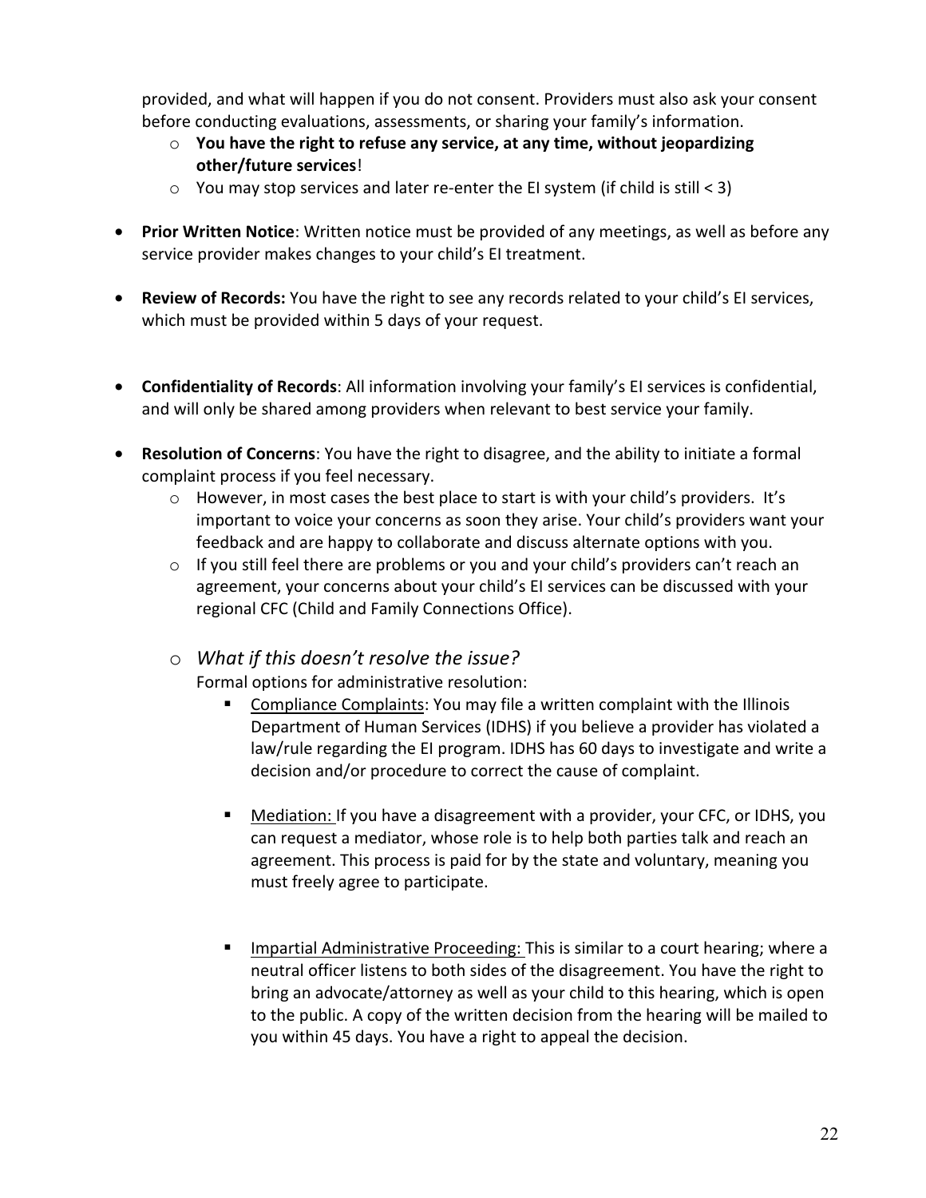provided, and what will happen if you do not consent. Providers must also ask your consent before conducting evaluations, assessments, or sharing your family's information.

  - **You have the right to refuse any service, at any time, without jeopardizing other/future services**!
  - You may stop services and later re-enter the EI system (if child is still < 3)

- **Prior Written Notice**: Written notice must be provided of any meetings, as well as before any service provider makes changes to your child's EI treatment.

- **Review of Records:** You have the right to see any records related to your child's EI services, which must be provided within 5 days of your request.

- **Confidentiality of Records**: All information involving your family's EI services is confidential, and will only be shared among providers when relevant to best service your family.

- **Resolution of Concerns**: You have the right to disagree, and the ability to initiate a formal complaint process if you feel necessary.
  - However, in most cases the best place to start is with your child's providers. It's important to voice your concerns as soon they arise. Your child's providers want your feedback and are happy to collaborate and discuss alternate options with you.
  - If you still feel there are problems or you and your child's providers can't reach an agreement, your concerns about your child's EI services can be discussed with your regional CFC (Child and Family Connections Office).
  - *What if this doesn't resolve the issue?*

    Formal options for administrative resolution:
    - <u>Compliance Complaints</u>: You may file a written complaint with the Illinois Department of Human Services (IDHS) if you believe a provider has violated a law/rule regarding the EI program. IDHS has 60 days to investigate and write a decision and/or procedure to correct the cause of complaint.
    - <u>Mediation:</u> If you have a disagreement with a provider, your CFC, or IDHS, you can request a mediator, whose role is to help both parties talk and reach an agreement. This process is paid for by the state and voluntary, meaning you must freely agree to participate.
    - <u>Impartial Administrative Proceeding:</u> This is similar to a court hearing; where a neutral officer listens to both sides of the disagreement. You have the right to bring an advocate/attorney as well as your child to this hearing, which is open to the public. A copy of the written decision from the hearing will be mailed to you within 45 days. You have a right to appeal the decision.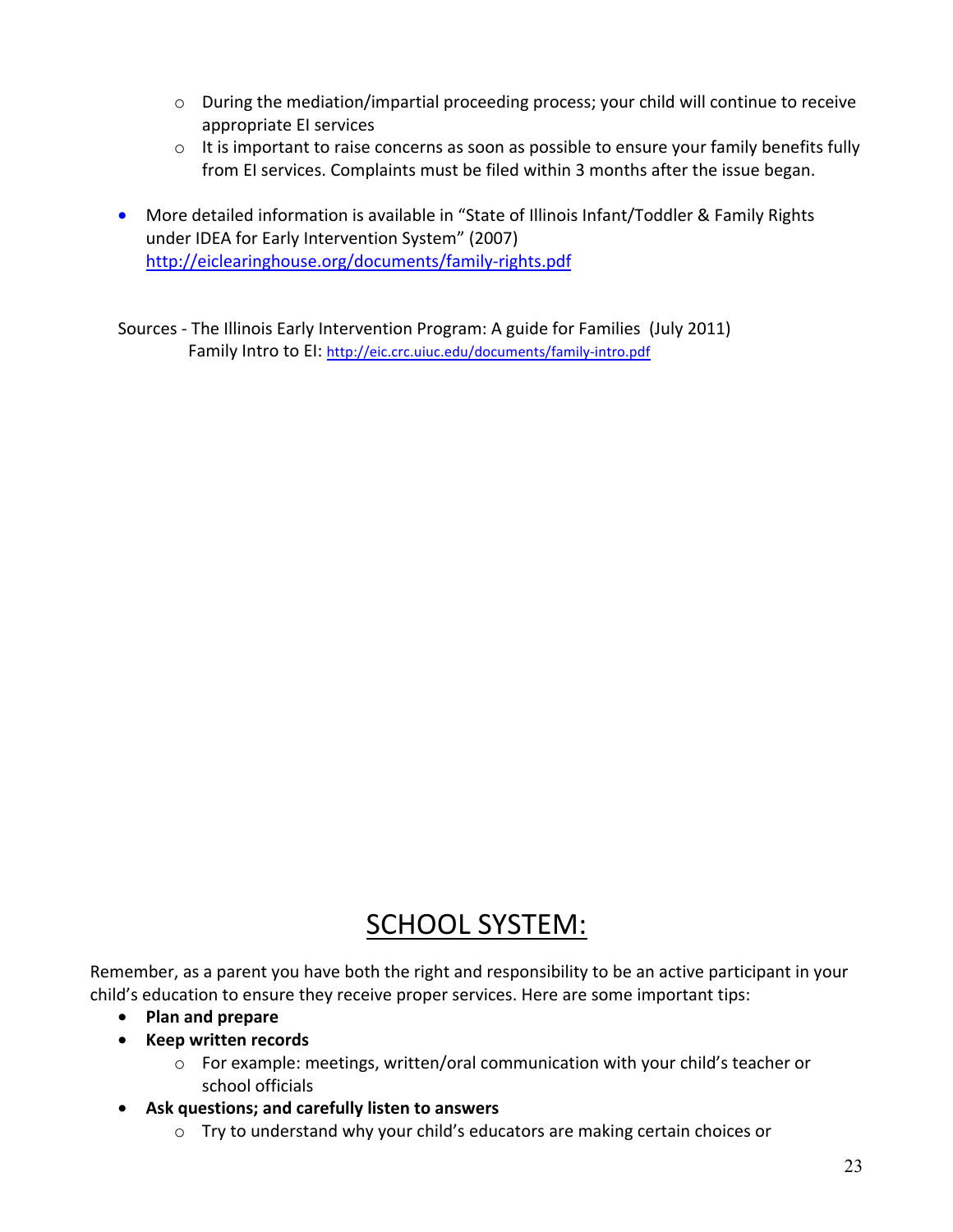- During the mediation/impartial proceeding process; your child will continue to receive appropriate EI services
  - It is important to raise concerns as soon as possible to ensure your family benefits fully from EI services. Complaints must be filed within 3 months after the issue began.

- More detailed information is available in "State of Illinois Infant/Toddler & Family Rights under IDEA for Early Intervention System" (2007) http://eiclearinghouse.org/documents/family-rights.pdf

Sources - The Illinois Early Intervention Program: A guide for Families (July 2011)
Family Intro to EI: http://eic.crc.uiuc.edu/documents/family-intro.pdf

# SCHOOL SYSTEM:

Remember, as a parent you have both the right and responsibility to be an active participant in your child's education to ensure they receive proper services. Here are some important tips:

- **Plan and prepare**
- **Keep written records**
  - For example: meetings, written/oral communication with your child's teacher or school officials
- **Ask questions; and carefully listen to answers**
  - Try to understand why your child's educators are making certain choices or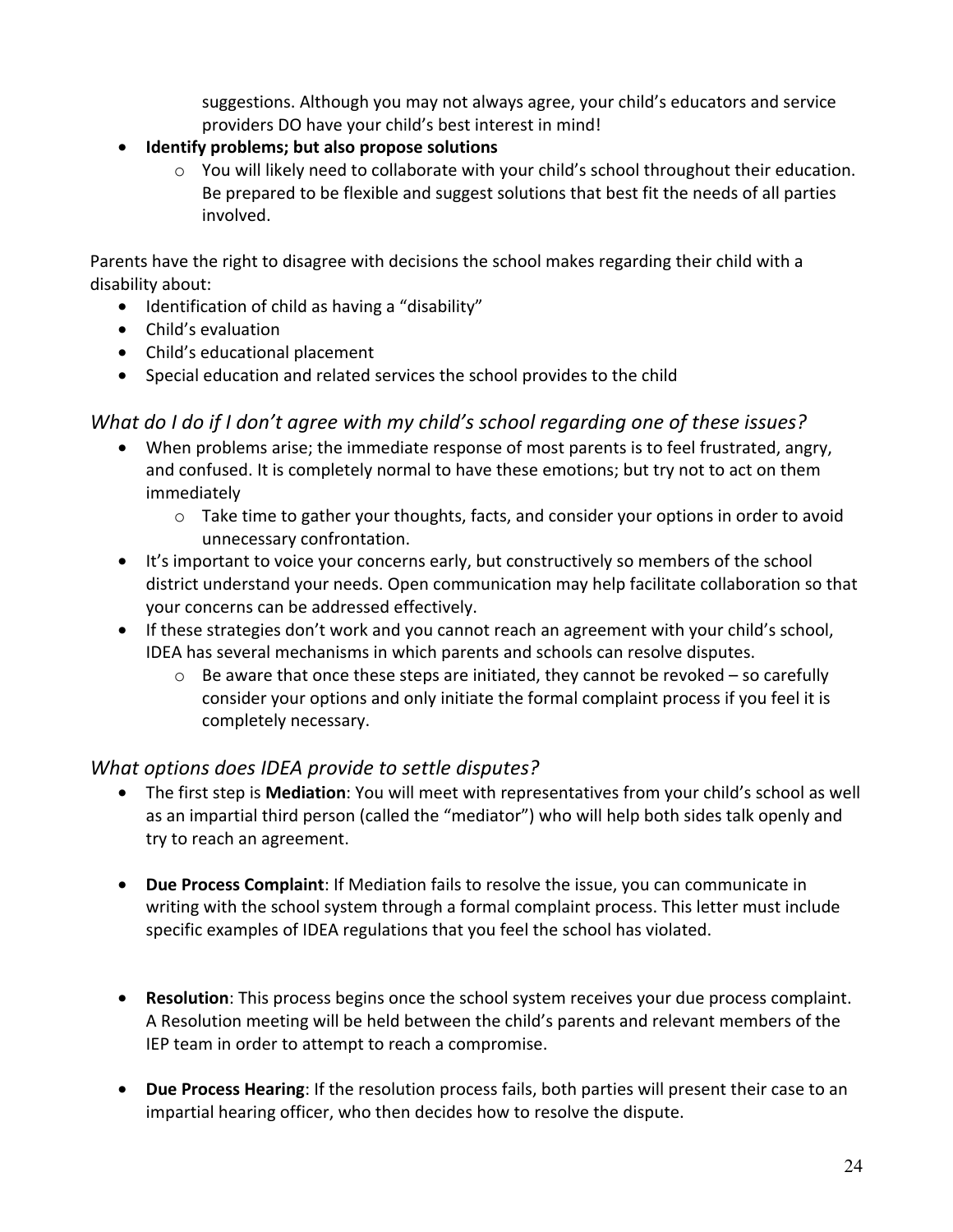- suggestions. Although you may not always agree, your child's educators and service providers DO have your child's best interest in mind!

- **Identify problems; but also propose solutions**
  - You will likely need to collaborate with your child's school throughout their education. Be prepared to be flexible and suggest solutions that best fit the needs of all parties involved.

Parents have the right to disagree with decisions the school makes regarding their child with a disability about:

- Identification of child as having a "disability"
- Child's evaluation
- Child's educational placement
- Special education and related services the school provides to the child

### *What do I do if I don't agree with my child's school regarding one of these issues?*

- When problems arise; the immediate response of most parents is to feel frustrated, angry, and confused. It is completely normal to have these emotions; but try not to act on them immediately
  - Take time to gather your thoughts, facts, and consider your options in order to avoid unnecessary confrontation.
- It's important to voice your concerns early, but constructively so members of the school district understand your needs. Open communication may help facilitate collaboration so that your concerns can be addressed effectively.
- If these strategies don't work and you cannot reach an agreement with your child's school, IDEA has several mechanisms in which parents and schools can resolve disputes.
  - Be aware that once these steps are initiated, they cannot be revoked – so carefully consider your options and only initiate the formal complaint process if you feel it is completely necessary.

### *What options does IDEA provide to settle disputes?*

- The first step is **Mediation**: You will meet with representatives from your child's school as well as an impartial third person (called the "mediator") who will help both sides talk openly and try to reach an agreement.

- **Due Process Complaint**: If Mediation fails to resolve the issue, you can communicate in writing with the school system through a formal complaint process. This letter must include specific examples of IDEA regulations that you feel the school has violated.

- **Resolution**: This process begins once the school system receives your due process complaint. A Resolution meeting will be held between the child's parents and relevant members of the IEP team in order to attempt to reach a compromise.

- **Due Process Hearing**: If the resolution process fails, both parties will present their case to an impartial hearing officer, who then decides how to resolve the dispute.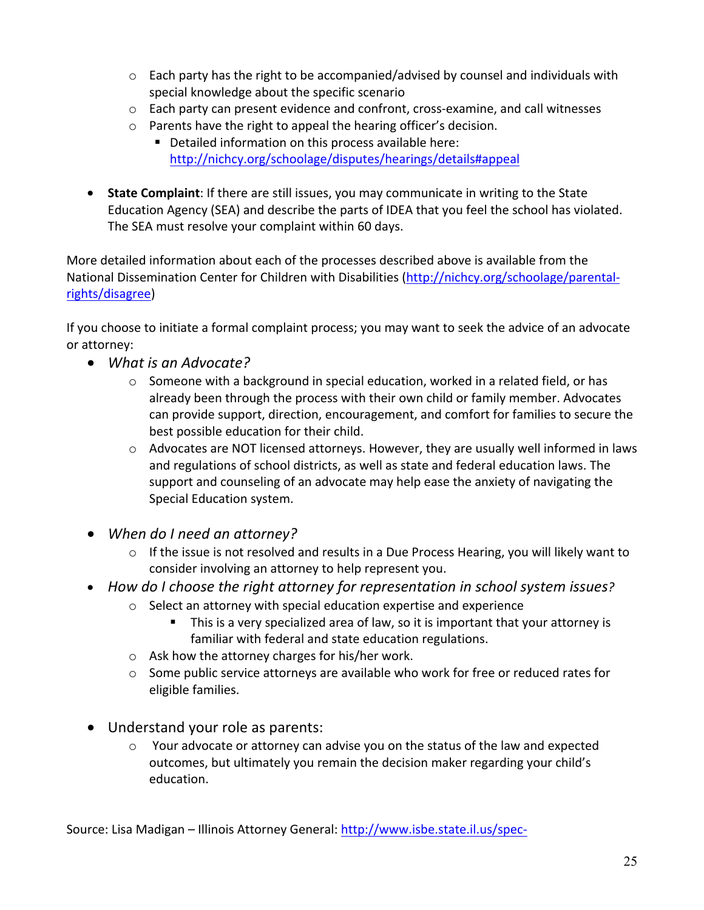- Each party has the right to be accompanied/advised by counsel and individuals with special knowledge about the specific scenario
  - Each party can present evidence and confront, cross-examine, and call witnesses
  - Parents have the right to appeal the hearing officer's decision.
    - Detailed information on this process available here: [http://nichcy.org/schoolage/disputes/hearings/details#appeal](http://nichcy.org/schoolage/disputes/hearings/details#appeal)

- **State Complaint**: If there are still issues, you may communicate in writing to the State Education Agency (SEA) and describe the parts of IDEA that you feel the school has violated. The SEA must resolve your complaint within 60 days.

More detailed information about each of the processes described above is available from the National Dissemination Center for Children with Disabilities ([http://nichcy.org/schoolage/parental-rights/disagree](http://nichcy.org/schoolage/parental-rights/disagree))

If you choose to initiate a formal complaint process; you may want to seek the advice of an advocate or attorney:

- *What is an Advocate?*
  - Someone with a background in special education, worked in a related field, or has already been through the process with their own child or family member. Advocates can provide support, direction, encouragement, and comfort for families to secure the best possible education for their child.
  - Advocates are NOT licensed attorneys. However, they are usually well informed in laws and regulations of school districts, as well as state and federal education laws. The support and counseling of an advocate may help ease the anxiety of navigating the Special Education system.

- *When do I need an attorney?*
  - If the issue is not resolved and results in a Due Process Hearing, you will likely want to consider involving an attorney to help represent you.
- *How do I choose the right attorney for representation in school system issues?*
  - Select an attorney with special education expertise and experience
    - This is a very specialized area of law, so it is important that your attorney is familiar with federal and state education regulations.
  - Ask how the attorney charges for his/her work.
  - Some public service attorneys are available who work for free or reduced rates for eligible families.

- Understand your role as parents:
  - Your advocate or attorney can advise you on the status of the law and expected outcomes, but ultimately you remain the decision maker regarding your child's education.

Source: Lisa Madigan – Illinois Attorney General: [http://www.isbe.state.il.us/spec-](http://www.isbe.state.il.us/spec-)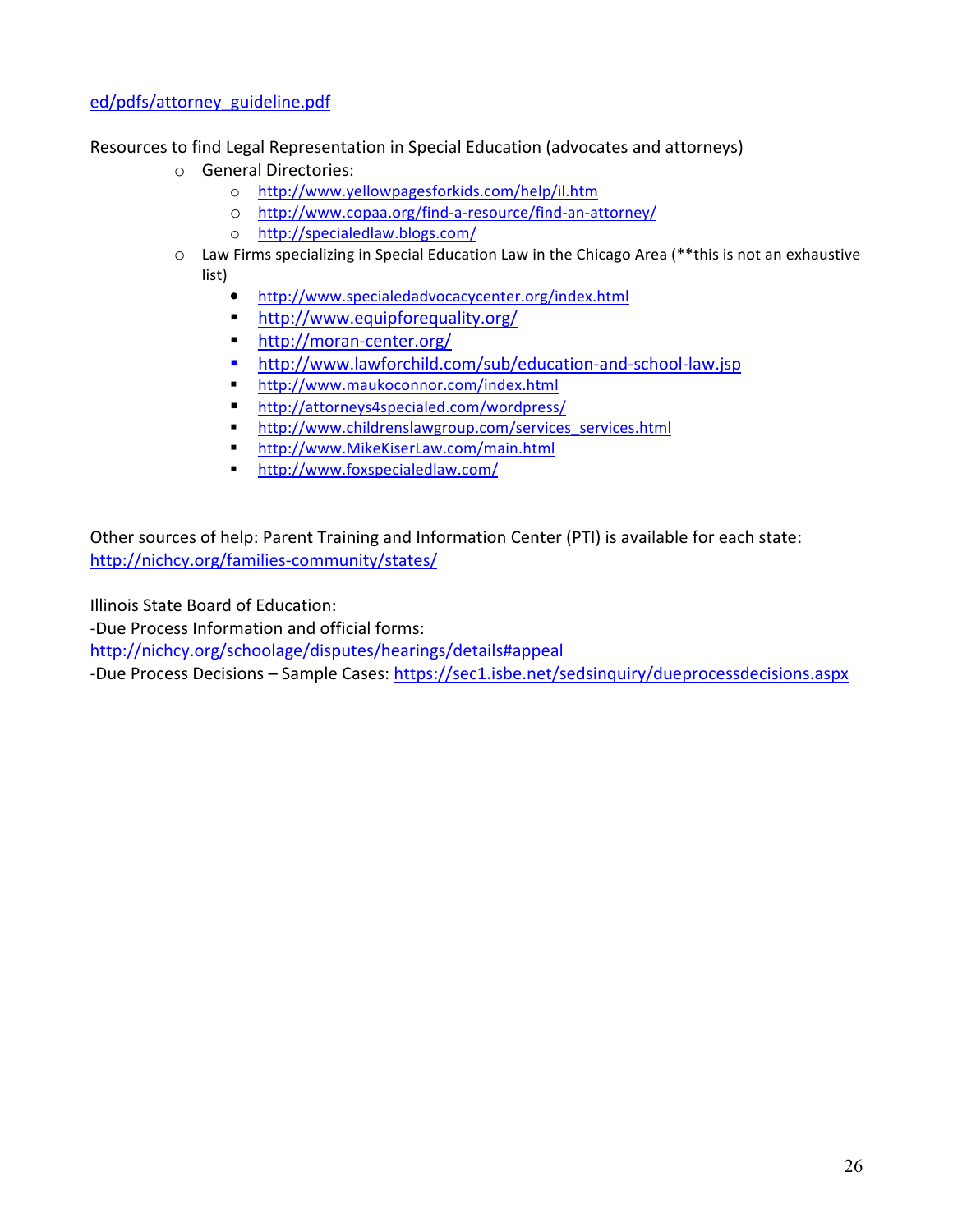ed/pdfs/attorney_guideline.pdf

Resources to find Legal Representation in Special Education (advocates and attorneys)

- General Directories:
  - http://www.yellowpagesforkids.com/help/il.htm
  - http://www.copaa.org/find-a-resource/find-an-attorney/
  - http://specialedlaw.blogs.com/
- Law Firms specializing in Special Education Law in the Chicago Area (**this is not an exhaustive list)
  - http://www.specialedadvocacycenter.org/index.html
  - http://www.equipforequality.org/
  - http://moran-center.org/
  - http://www.lawforchild.com/sub/education-and-school-law.jsp
  - http://www.maukoconnor.com/index.html
  - http://attorneys4specialed.com/wordpress/
  - http://www.childrenslawgroup.com/services_services.html
  - http://www.MikeKiserLaw.com/main.html
  - http://www.foxspecialedlaw.com/

Other sources of help: Parent Training and Information Center (PTI) is available for each state: http://nichcy.org/families-community/states/

Illinois State Board of Education:
-Due Process Information and official forms:
http://nichcy.org/schoolage/disputes/hearings/details#appeal
-Due Process Decisions – Sample Cases: https://sec1.isbe.net/sedsinquiry/dueprocessdecisions.aspx